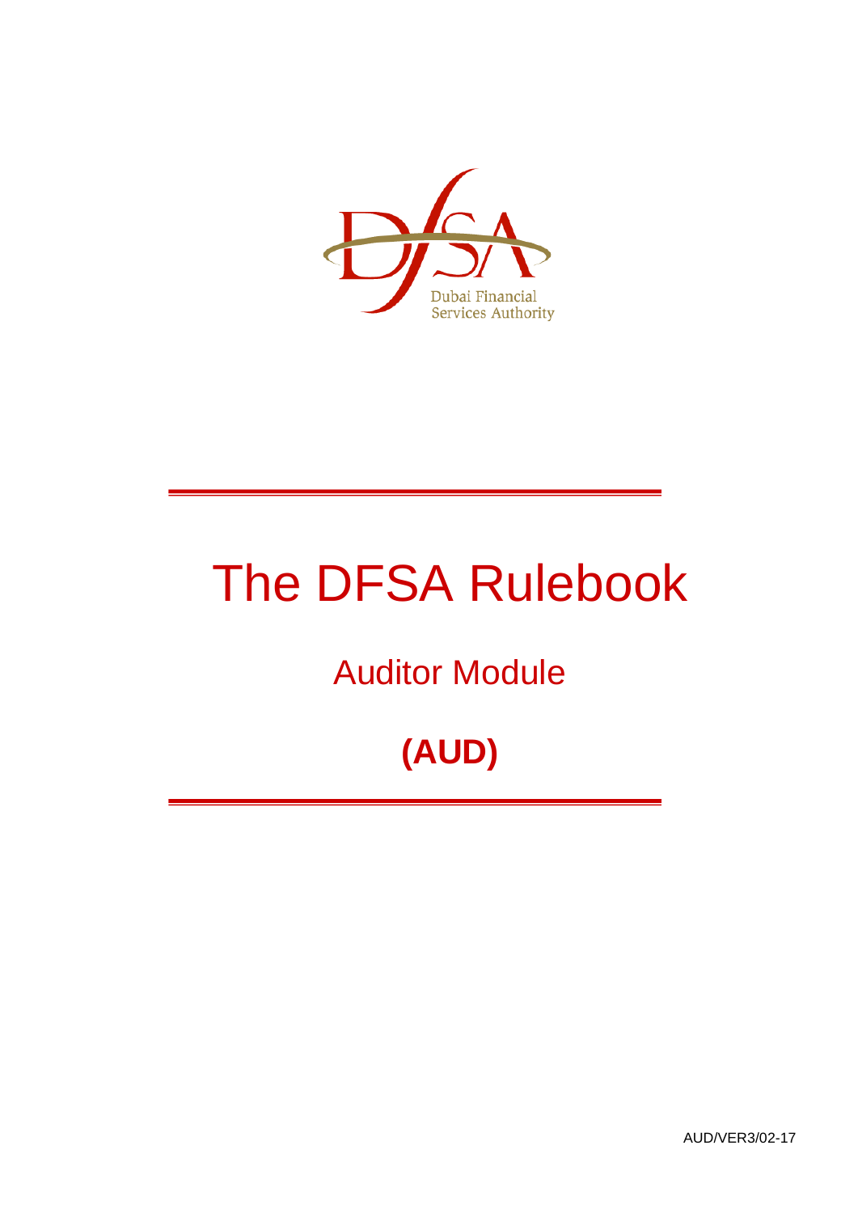Dubai Financial Services Authority

# The DFSA Rulebook

## Auditor Module

## **(AUD)**

AUD/VER3/02-17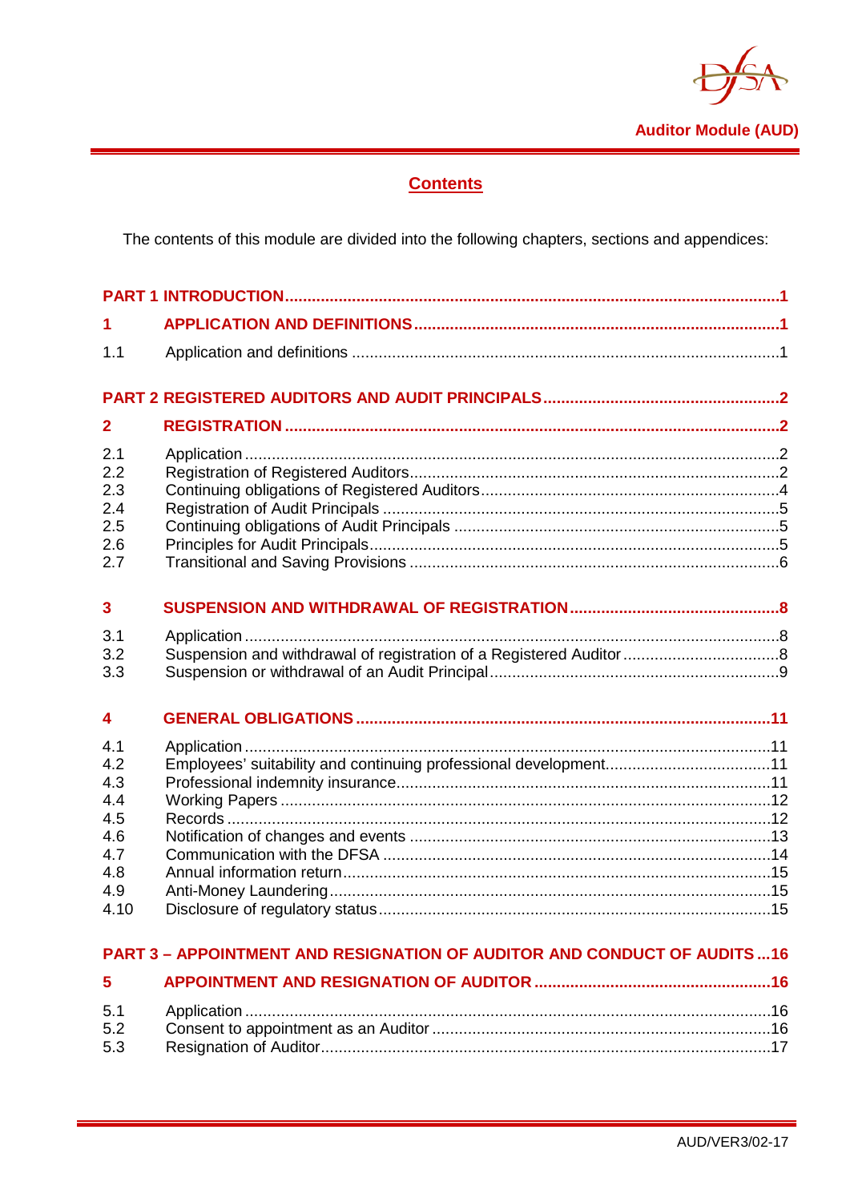## Contents

The contents of this module are divided into the following chapters, sections and appendices:

| | | |
|---|---|---|
| **PART 1** | **INTRODUCTION** | **1** |
| **1** | **APPLICATION AND DEFINITIONS** | **1** |
| 1.1 | Application and definitions | 1 |
| **PART 2** | **REGISTERED AUDITORS AND AUDIT PRINCIPALS** | **2** |
| **2** | **REGISTRATION** | **2** |
| 2.1 | Application | 2 |
| 2.2 | Registration of Registered Auditors | 2 |
| 2.3 | Continuing obligations of Registered Auditors | 4 |
| 2.4 | Registration of Audit Principals | 5 |
| 2.5 | Continuing obligations of Audit Principals | 5 |
| 2.6 | Principles for Audit Principals | 5 |
| 2.7 | Transitional and Saving Provisions | 6 |
| **3** | **SUSPENSION AND WITHDRAWAL OF REGISTRATION** | **8** |
| 3.1 | Application | 8 |
| 3.2 | Suspension and withdrawal of registration of a Registered Auditor | 8 |
| 3.3 | Suspension or withdrawal of an Audit Principal | 9 |
| **4** | **GENERAL OBLIGATIONS** | **11** |
| 4.1 | Application | 11 |
| 4.2 | Employees' suitability and continuing professional development | 11 |
| 4.3 | Professional indemnity insurance | 11 |
| 4.4 | Working Papers | 12 |
| 4.5 | Records | 12 |
| 4.6 | Notification of changes and events | 13 |
| 4.7 | Communication with the DFSA | 14 |
| 4.8 | Annual information return | 15 |
| 4.9 | Anti-Money Laundering | 15 |
| 4.10 | Disclosure of regulatory status | 15 |
| **PART 3** | **– APPOINTMENT AND RESIGNATION OF AUDITOR AND CONDUCT OF AUDITS** | **16** |
| **5** | **APPOINTMENT AND RESIGNATION OF AUDITOR** | **16** |
| 5.1 | Application | 16 |
| 5.2 | Consent to appointment as an Auditor | 16 |
| 5.3 | Resignation of Auditor | 17 |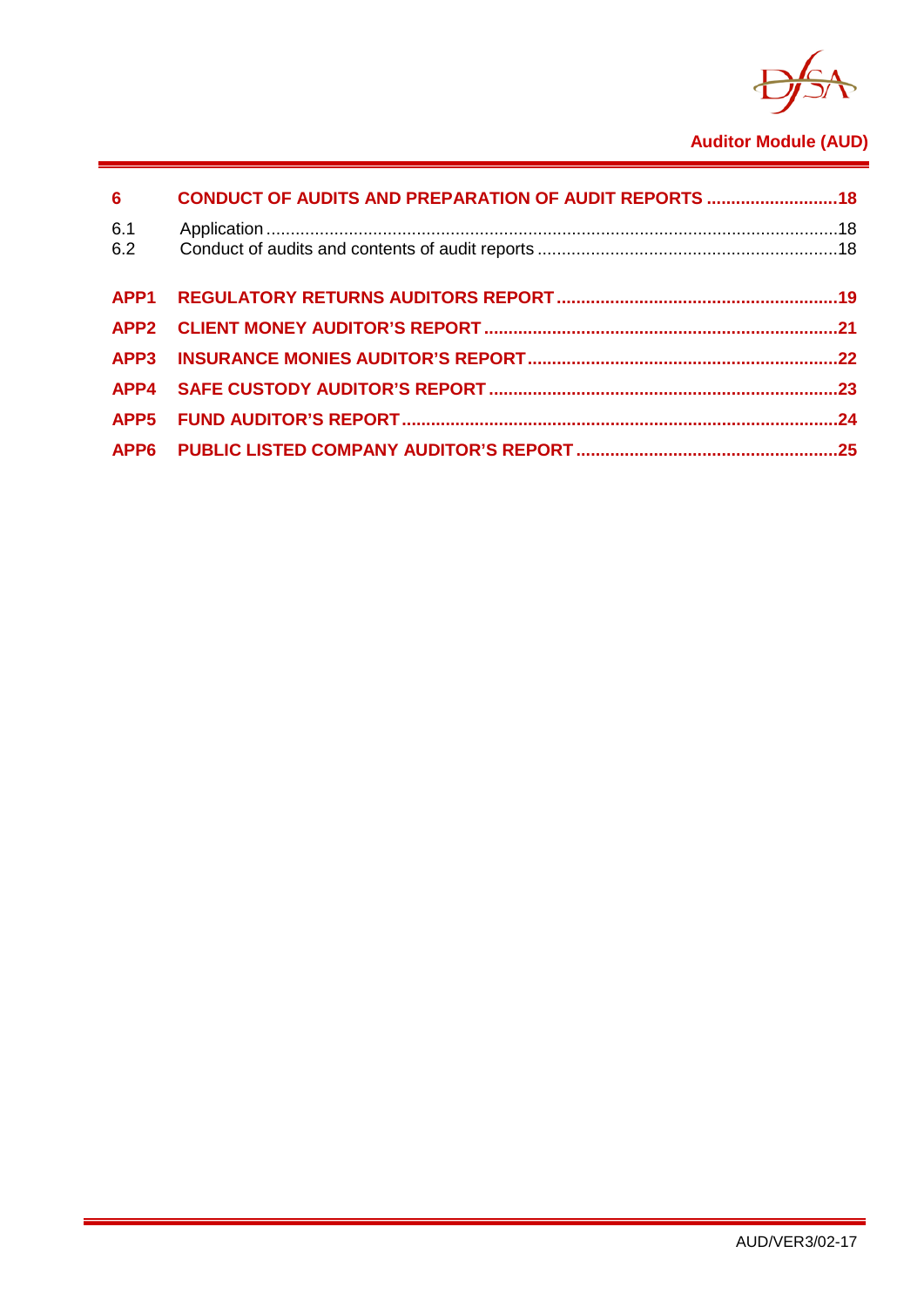**6 CONDUCT OF AUDITS AND PREPARATION OF AUDIT REPORTS ....................18**

6.1 Application ....................................................................................................18
6.2 Conduct of audits and contents of audit reports ..........................................18

**APP1 REGULATORY RETURNS AUDITORS REPORT ...........................................19**

**APP2 CLIENT MONEY AUDITOR'S REPORT ..........................................................21**

**APP3 INSURANCE MONIES AUDITOR'S REPORT .................................................22**

**APP4 SAFE CUSTODY AUDITOR'S REPORT ..........................................................23**

**APP5 FUND AUDITOR'S REPORT ..........................................................................24**

**APP6 PUBLIC LISTED COMPANY AUDITOR'S REPORT .......................................25**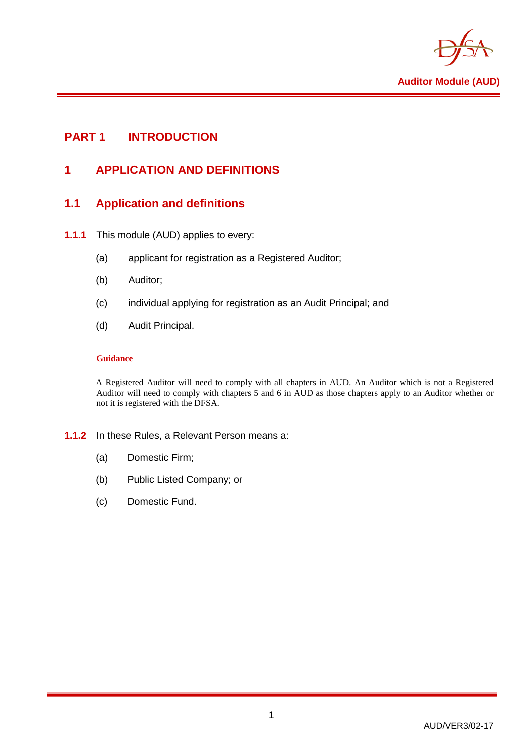# PART 1 INTRODUCTION

## 1 APPLICATION AND DEFINITIONS

### 1.1 Application and definitions

**1.1.1** This module (AUD) applies to every:

(a) applicant for registration as a Registered Auditor;

(b) Auditor;

(c) individual applying for registration as an Audit Principal; and

(d) Audit Principal.

**Guidance**

A Registered Auditor will need to comply with all chapters in AUD. An Auditor which is not a Registered Auditor will need to comply with chapters 5 and 6 in AUD as those chapters apply to an Auditor whether or not it is registered with the DFSA.

**1.1.2** In these Rules, a Relevant Person means a:

(a) Domestic Firm;

(b) Public Listed Company; or

(c) Domestic Fund.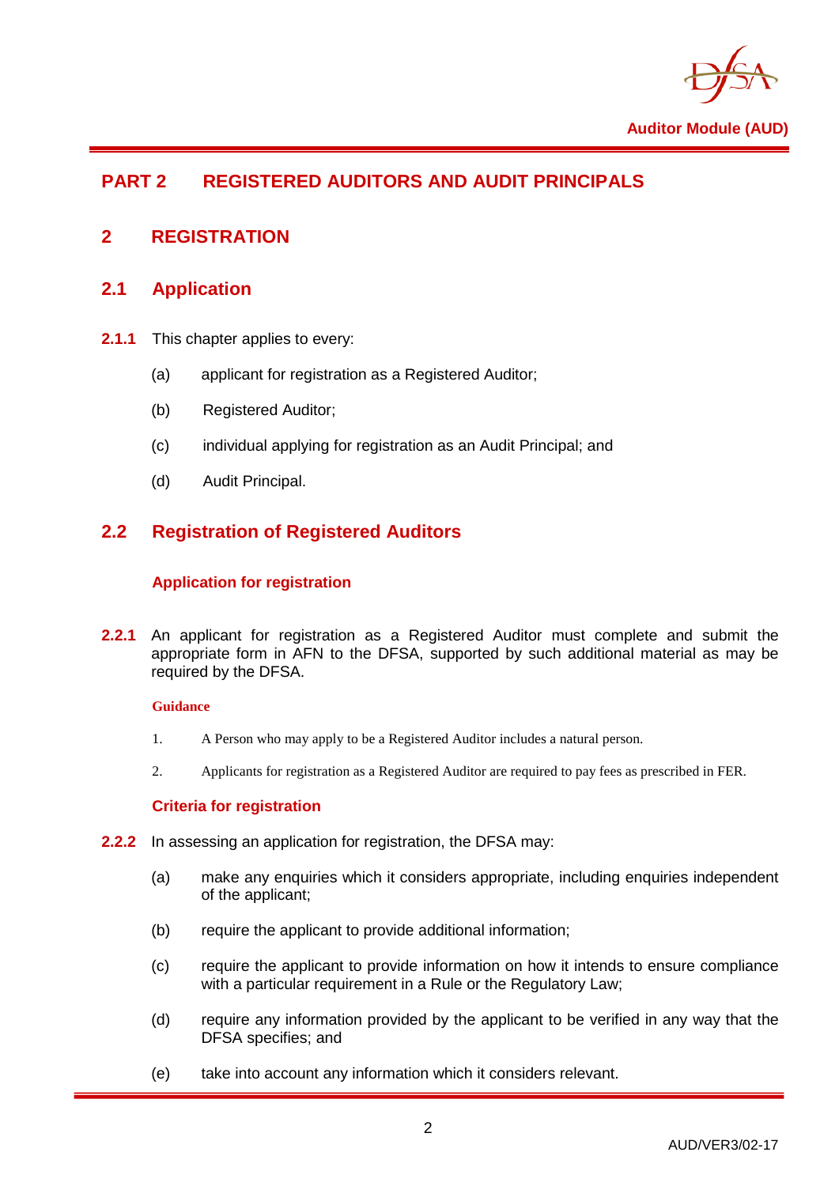# PART 2 REGISTERED AUDITORS AND AUDIT PRINCIPALS

## 2 REGISTRATION

### 2.1 Application

**2.1.1** This chapter applies to every:

(a) applicant for registration as a Registered Auditor;

(b) Registered Auditor;

(c) individual applying for registration as an Audit Principal; and

(d) Audit Principal.

### 2.2 Registration of Registered Auditors

#### Application for registration

**2.2.1** An applicant for registration as a Registered Auditor must complete and submit the appropriate form in AFN to the DFSA, supported by such additional material as may be required by the DFSA.

**Guidance**

1. A Person who may apply to be a Registered Auditor includes a natural person.

2. Applicants for registration as a Registered Auditor are required to pay fees as prescribed in FER.

#### Criteria for registration

**2.2.2** In assessing an application for registration, the DFSA may:

(a) make any enquiries which it considers appropriate, including enquiries independent of the applicant;

(b) require the applicant to provide additional information;

(c) require the applicant to provide information on how it intends to ensure compliance with a particular requirement in a Rule or the Regulatory Law;

(d) require any information provided by the applicant to be verified in any way that the DFSA specifies; and

(e) take into account any information which it considers relevant.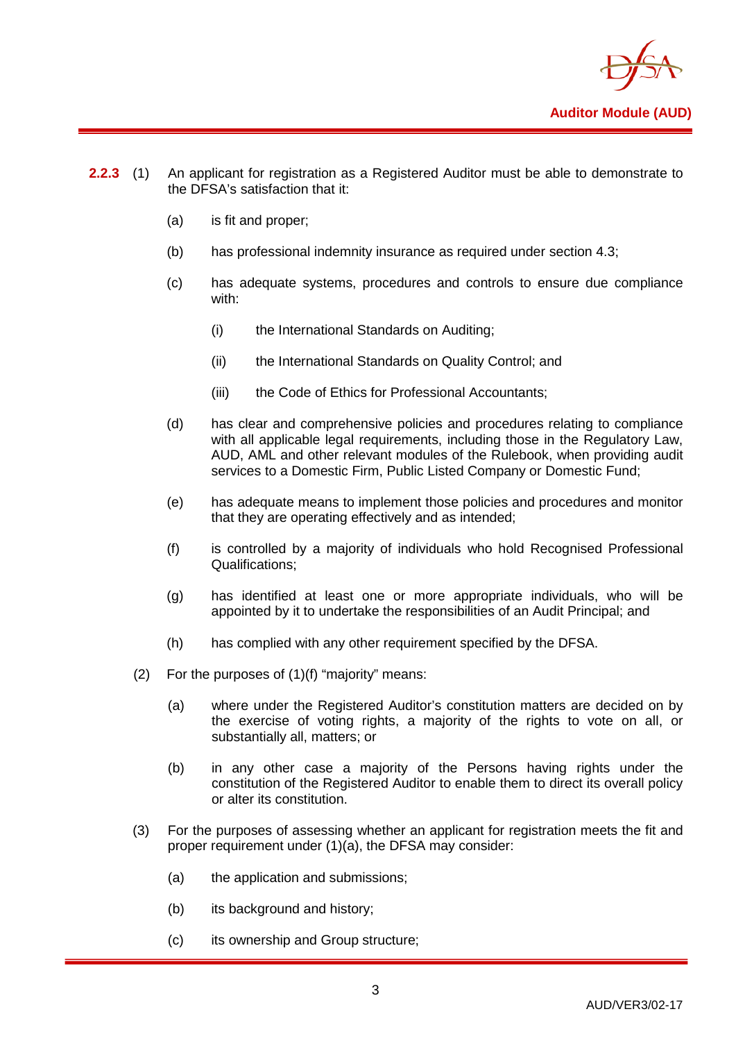**2.2.3** (1) An applicant for registration as a Registered Auditor must be able to demonstrate to the DFSA's satisfaction that it:

   (a) is fit and proper;

   (b) has professional indemnity insurance as required under section 4.3;

   (c) has adequate systems, procedures and controls to ensure due compliance with:

      (i) the International Standards on Auditing;

      (ii) the International Standards on Quality Control; and

      (iii) the Code of Ethics for Professional Accountants;

   (d) has clear and comprehensive policies and procedures relating to compliance with all applicable legal requirements, including those in the Regulatory Law, AUD, AML and other relevant modules of the Rulebook, when providing audit services to a Domestic Firm, Public Listed Company or Domestic Fund;

   (e) has adequate means to implement those policies and procedures and monitor that they are operating effectively and as intended;

   (f) is controlled by a majority of individuals who hold Recognised Professional Qualifications;

   (g) has identified at least one or more appropriate individuals, who will be appointed by it to undertake the responsibilities of an Audit Principal; and

   (h) has complied with any other requirement specified by the DFSA.

(2) For the purposes of (1)(f) "majority" means:

   (a) where under the Registered Auditor's constitution matters are decided on by the exercise of voting rights, a majority of the rights to vote on all, or substantially all, matters; or

   (b) in any other case a majority of the Persons having rights under the constitution of the Registered Auditor to enable them to direct its overall policy or alter its constitution.

(3) For the purposes of assessing whether an applicant for registration meets the fit and proper requirement under (1)(a), the DFSA may consider:

   (a) the application and submissions;

   (b) its background and history;

   (c) its ownership and Group structure;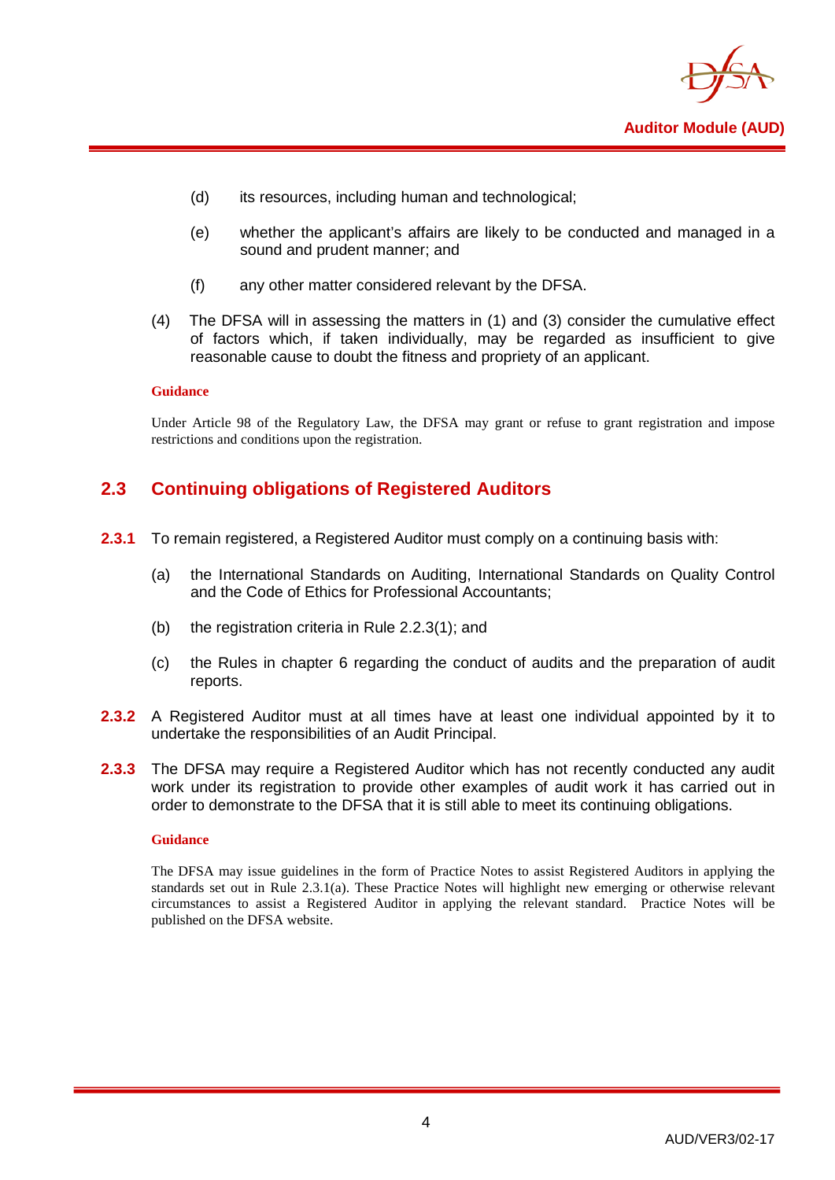(d) its resources, including human and technological;

(e) whether the applicant's affairs are likely to be conducted and managed in a sound and prudent manner; and

(f) any other matter considered relevant by the DFSA.

(4) The DFSA will in assessing the matters in (1) and (3) consider the cumulative effect of factors which, if taken individually, may be regarded as insufficient to give reasonable cause to doubt the fitness and propriety of an applicant.

**Guidance**

Under Article 98 of the Regulatory Law, the DFSA may grant or refuse to grant registration and impose restrictions and conditions upon the registration.

## 2.3 Continuing obligations of Registered Auditors

**2.3.1** To remain registered, a Registered Auditor must comply on a continuing basis with:

(a) the International Standards on Auditing, International Standards on Quality Control and the Code of Ethics for Professional Accountants;

(b) the registration criteria in Rule 2.2.3(1); and

(c) the Rules in chapter 6 regarding the conduct of audits and the preparation of audit reports.

**2.3.2** A Registered Auditor must at all times have at least one individual appointed by it to undertake the responsibilities of an Audit Principal.

**2.3.3** The DFSA may require a Registered Auditor which has not recently conducted any audit work under its registration to provide other examples of audit work it has carried out in order to demonstrate to the DFSA that it is still able to meet its continuing obligations.

**Guidance**

The DFSA may issue guidelines in the form of Practice Notes to assist Registered Auditors in applying the standards set out in Rule 2.3.1(a). These Practice Notes will highlight new emerging or otherwise relevant circumstances to assist a Registered Auditor in applying the relevant standard. Practice Notes will be published on the DFSA website.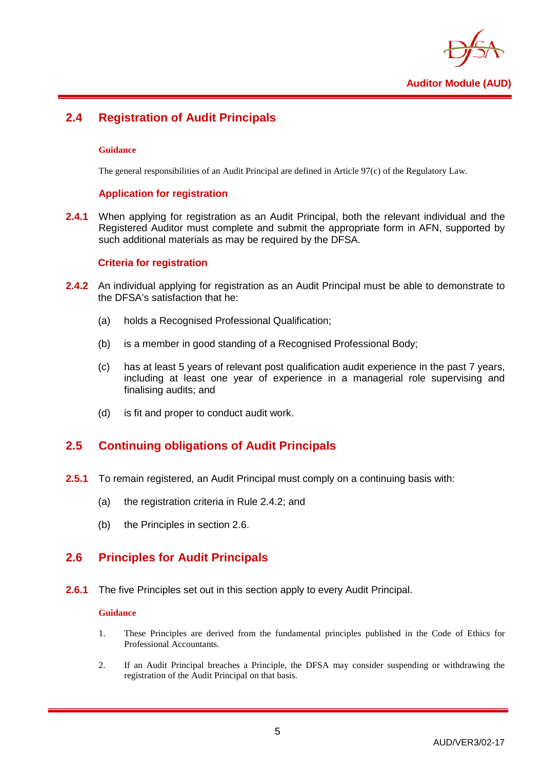## 2.4 Registration of Audit Principals

**Guidance**

The general responsibilities of an Audit Principal are defined in Article 97(c) of the Regulatory Law.

### Application for registration

**2.4.1** When applying for registration as an Audit Principal, both the relevant individual and the Registered Auditor must complete and submit the appropriate form in AFN, supported by such additional materials as may be required by the DFSA.

### Criteria for registration

**2.4.2** An individual applying for registration as an Audit Principal must be able to demonstrate to the DFSA's satisfaction that he:

(a) holds a Recognised Professional Qualification;

(b) is a member in good standing of a Recognised Professional Body;

(c) has at least 5 years of relevant post qualification audit experience in the past 7 years, including at least one year of experience in a managerial role supervising and finalising audits; and

(d) is fit and proper to conduct audit work.

## 2.5 Continuing obligations of Audit Principals

**2.5.1** To remain registered, an Audit Principal must comply on a continuing basis with:

(a) the registration criteria in Rule 2.4.2; and

(b) the Principles in section 2.6.

## 2.6 Principles for Audit Principals

**2.6.1** The five Principles set out in this section apply to every Audit Principal.

**Guidance**

1. These Principles are derived from the fundamental principles published in the Code of Ethics for Professional Accountants.

2. If an Audit Principal breaches a Principle, the DFSA may consider suspending or withdrawing the registration of the Audit Principal on that basis.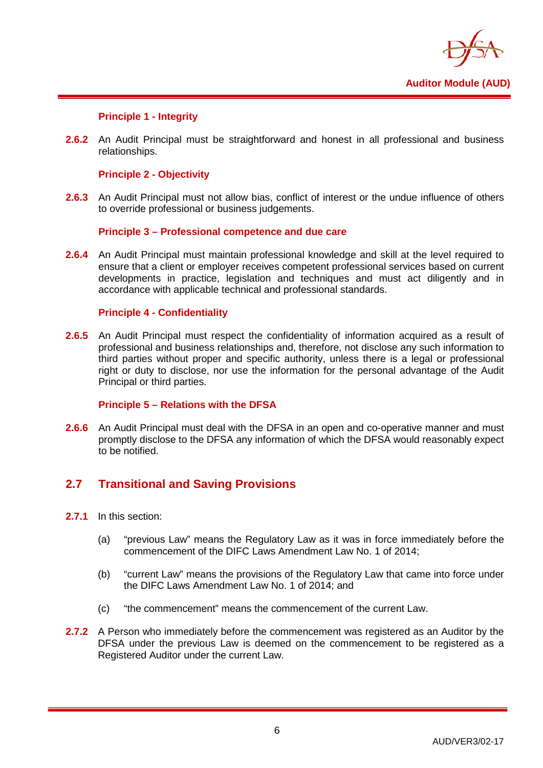#### Principle 1 - Integrity

**2.6.2** An Audit Principal must be straightforward and honest in all professional and business relationships.

#### Principle 2 - Objectivity

**2.6.3** An Audit Principal must not allow bias, conflict of interest or the undue influence of others to override professional or business judgements.

#### Principle 3 – Professional competence and due care

**2.6.4** An Audit Principal must maintain professional knowledge and skill at the level required to ensure that a client or employer receives competent professional services based on current developments in practice, legislation and techniques and must act diligently and in accordance with applicable technical and professional standards.

#### Principle 4 - Confidentiality

**2.6.5** An Audit Principal must respect the confidentiality of information acquired as a result of professional and business relationships and, therefore, not disclose any such information to third parties without proper and specific authority, unless there is a legal or professional right or duty to disclose, nor use the information for the personal advantage of the Audit Principal or third parties.

#### Principle 5 – Relations with the DFSA

**2.6.6** An Audit Principal must deal with the DFSA in an open and co-operative manner and must promptly disclose to the DFSA any information of which the DFSA would reasonably expect to be notified.

## 2.7 Transitional and Saving Provisions

**2.7.1** In this section:

(a) "previous Law" means the Regulatory Law as it was in force immediately before the commencement of the DIFC Laws Amendment Law No. 1 of 2014;

(b) "current Law" means the provisions of the Regulatory Law that came into force under the DIFC Laws Amendment Law No. 1 of 2014; and

(c) "the commencement" means the commencement of the current Law.

**2.7.2** A Person who immediately before the commencement was registered as an Auditor by the DFSA under the previous Law is deemed on the commencement to be registered as a Registered Auditor under the current Law.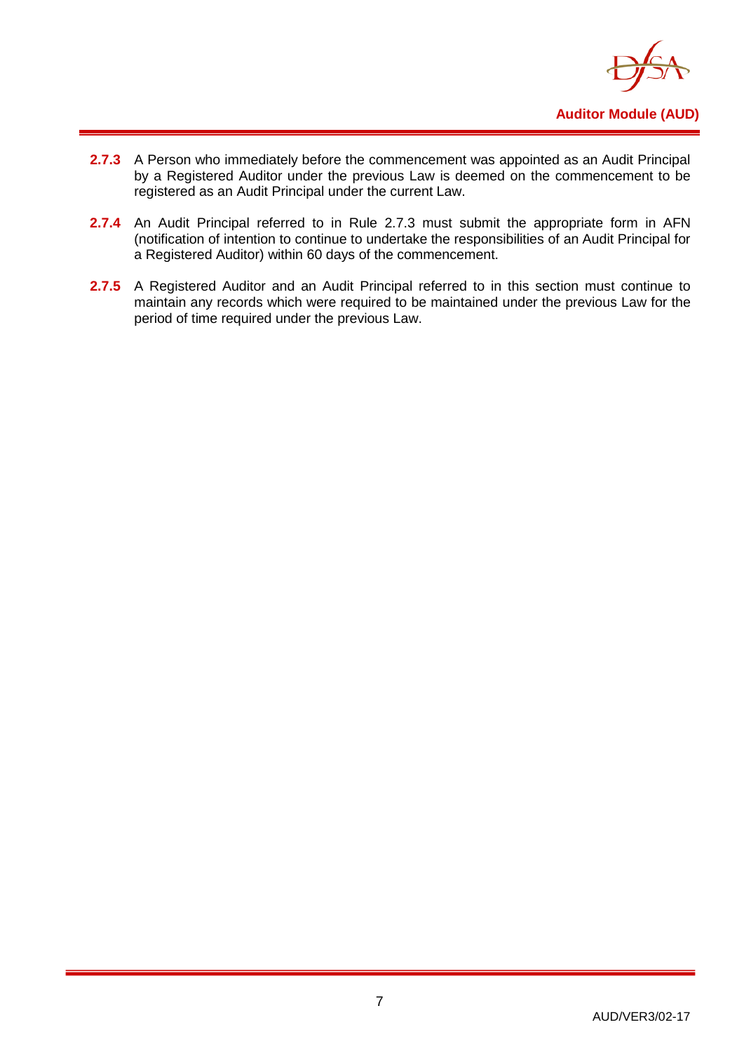**2.7.3** A Person who immediately before the commencement was appointed as an Audit Principal by a Registered Auditor under the previous Law is deemed on the commencement to be registered as an Audit Principal under the current Law.

**2.7.4** An Audit Principal referred to in Rule 2.7.3 must submit the appropriate form in AFN (notification of intention to continue to undertake the responsibilities of an Audit Principal for a Registered Auditor) within 60 days of the commencement.

**2.7.5** A Registered Auditor and an Audit Principal referred to in this section must continue to maintain any records which were required to be maintained under the previous Law for the period of time required under the previous Law.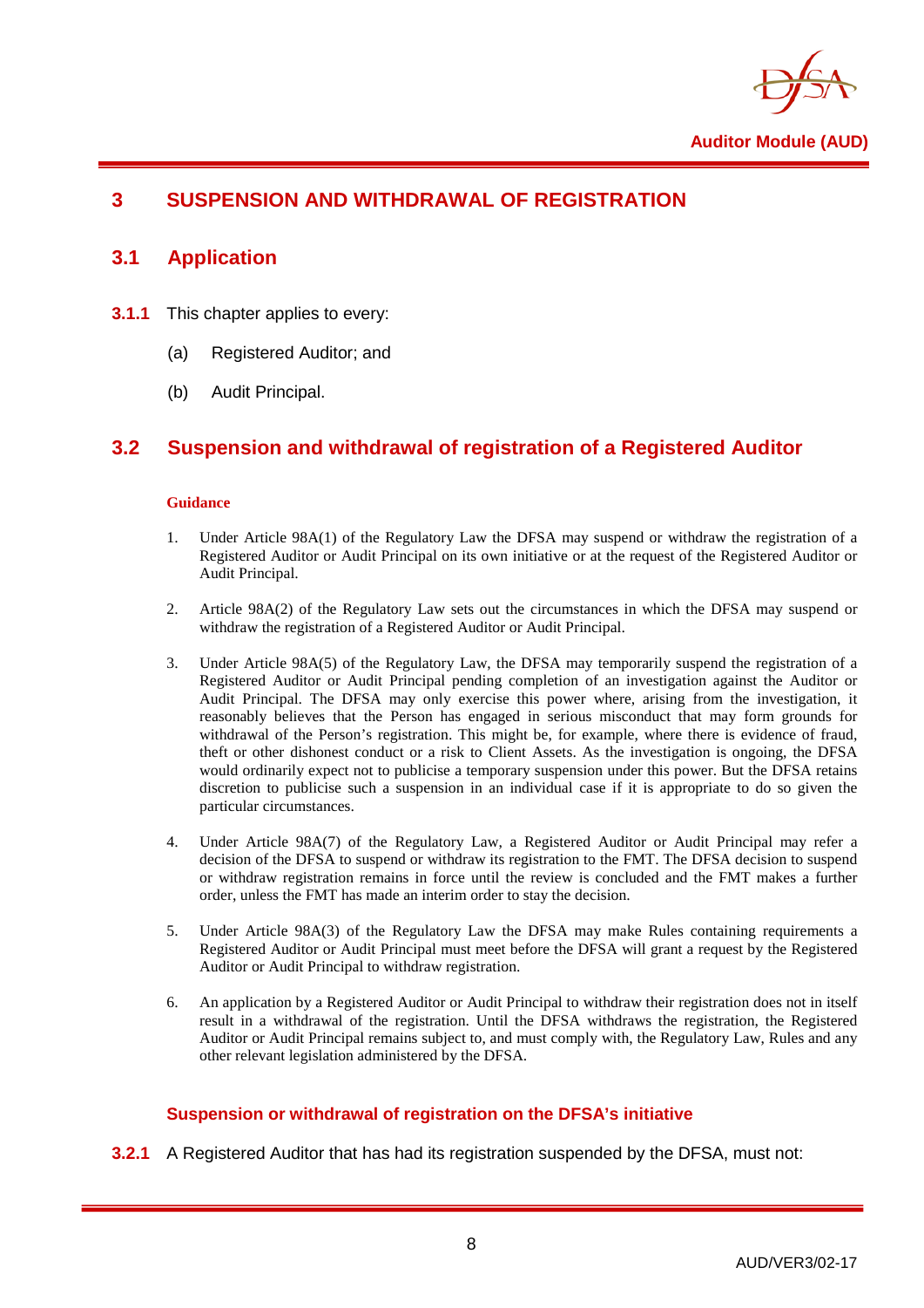# 3 SUSPENSION AND WITHDRAWAL OF REGISTRATION

## 3.1 Application

**3.1.1** This chapter applies to every:

(a) Registered Auditor; and

(b) Audit Principal.

## 3.2 Suspension and withdrawal of registration of a Registered Auditor

**Guidance**

1. Under Article 98A(1) of the Regulatory Law the DFSA may suspend or withdraw the registration of a Registered Auditor or Audit Principal on its own initiative or at the request of the Registered Auditor or Audit Principal.

2. Article 98A(2) of the Regulatory Law sets out the circumstances in which the DFSA may suspend or withdraw the registration of a Registered Auditor or Audit Principal.

3. Under Article 98A(5) of the Regulatory Law, the DFSA may temporarily suspend the registration of a Registered Auditor or Audit Principal pending completion of an investigation against the Auditor or Audit Principal. The DFSA may only exercise this power where, arising from the investigation, it reasonably believes that the Person has engaged in serious misconduct that may form grounds for withdrawal of the Person's registration. This might be, for example, where there is evidence of fraud, theft or other dishonest conduct or a risk to Client Assets. As the investigation is ongoing, the DFSA would ordinarily expect not to publicise a temporary suspension under this power. But the DFSA retains discretion to publicise such a suspension in an individual case if it is appropriate to do so given the particular circumstances.

4. Under Article 98A(7) of the Regulatory Law, a Registered Auditor or Audit Principal may refer a decision of the DFSA to suspend or withdraw its registration to the FMT. The DFSA decision to suspend or withdraw registration remains in force until the review is concluded and the FMT makes a further order, unless the FMT has made an interim order to stay the decision.

5. Under Article 98A(3) of the Regulatory Law the DFSA may make Rules containing requirements a Registered Auditor or Audit Principal must meet before the DFSA will grant a request by the Registered Auditor or Audit Principal to withdraw registration.

6. An application by a Registered Auditor or Audit Principal to withdraw their registration does not in itself result in a withdrawal of the registration. Until the DFSA withdraws the registration, the Registered Auditor or Audit Principal remains subject to, and must comply with, the Regulatory Law, Rules and any other relevant legislation administered by the DFSA.

### Suspension or withdrawal of registration on the DFSA's initiative

**3.2.1** A Registered Auditor that has had its registration suspended by the DFSA, must not: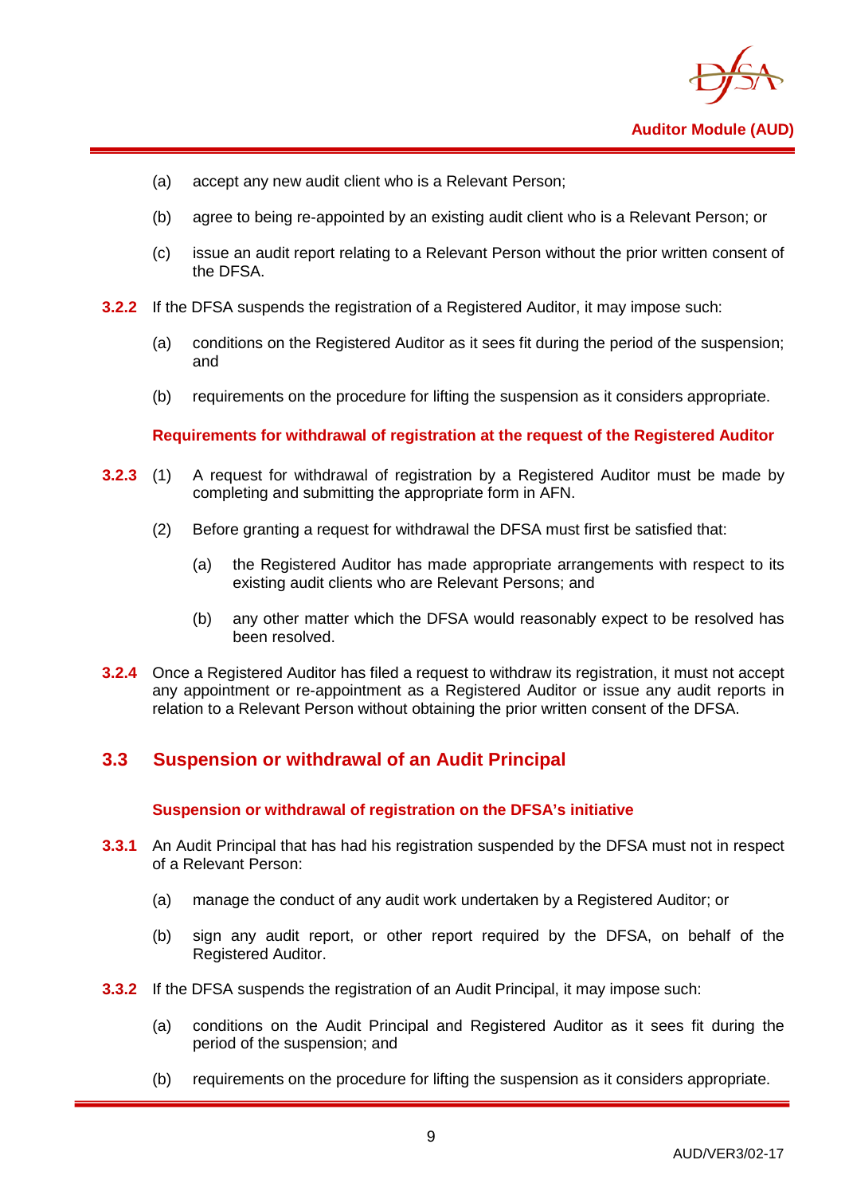(a) accept any new audit client who is a Relevant Person;

(b) agree to being re-appointed by an existing audit client who is a Relevant Person; or

(c) issue an audit report relating to a Relevant Person without the prior written consent of the DFSA.

**3.2.2** If the DFSA suspends the registration of a Registered Auditor, it may impose such:

(a) conditions on the Registered Auditor as it sees fit during the period of the suspension; and

(b) requirements on the procedure for lifting the suspension as it considers appropriate.

**Requirements for withdrawal of registration at the request of the Registered Auditor**

**3.2.3** (1) A request for withdrawal of registration by a Registered Auditor must be made by completing and submitting the appropriate form in AFN.

(2) Before granting a request for withdrawal the DFSA must first be satisfied that:

(a) the Registered Auditor has made appropriate arrangements with respect to its existing audit clients who are Relevant Persons; and

(b) any other matter which the DFSA would reasonably expect to be resolved has been resolved.

**3.2.4** Once a Registered Auditor has filed a request to withdraw its registration, it must not accept any appointment or re-appointment as a Registered Auditor or issue any audit reports in relation to a Relevant Person without obtaining the prior written consent of the DFSA.

## 3.3 Suspension or withdrawal of an Audit Principal

**Suspension or withdrawal of registration on the DFSA's initiative**

**3.3.1** An Audit Principal that has had his registration suspended by the DFSA must not in respect of a Relevant Person:

(a) manage the conduct of any audit work undertaken by a Registered Auditor; or

(b) sign any audit report, or other report required by the DFSA, on behalf of the Registered Auditor.

**3.3.2** If the DFSA suspends the registration of an Audit Principal, it may impose such:

(a) conditions on the Audit Principal and Registered Auditor as it sees fit during the period of the suspension; and

(b) requirements on the procedure for lifting the suspension as it considers appropriate.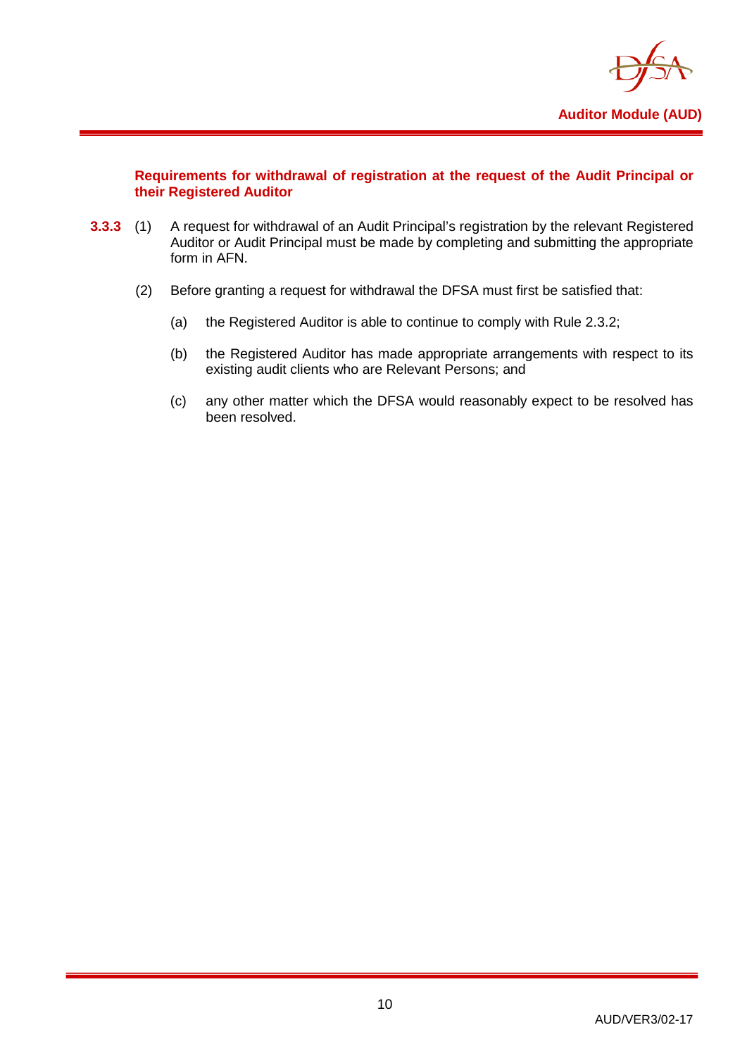### Requirements for withdrawal of registration at the request of the Audit Principal or their Registered Auditor

**3.3.3** (1) A request for withdrawal of an Audit Principal's registration by the relevant Registered Auditor or Audit Principal must be made by completing and submitting the appropriate form in AFN.

(2) Before granting a request for withdrawal the DFSA must first be satisfied that:

(a) the Registered Auditor is able to continue to comply with Rule 2.3.2;

(b) the Registered Auditor has made appropriate arrangements with respect to its existing audit clients who are Relevant Persons; and

(c) any other matter which the DFSA would reasonably expect to be resolved has been resolved.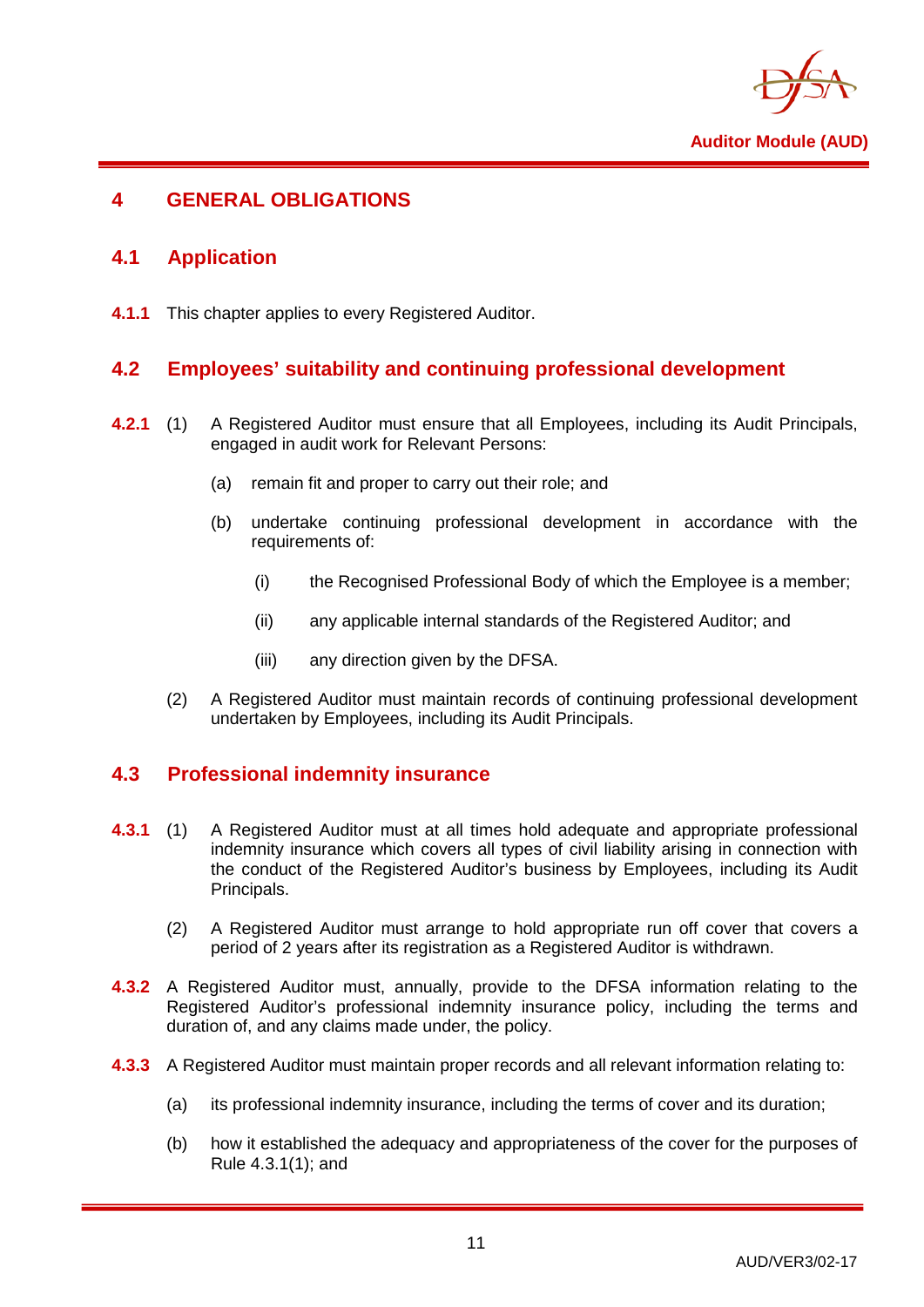## 4 GENERAL OBLIGATIONS

### 4.1 Application

**4.1.1** This chapter applies to every Registered Auditor.

### 4.2 Employees' suitability and continuing professional development

**4.2.1** (1) A Registered Auditor must ensure that all Employees, including its Audit Principals, engaged in audit work for Relevant Persons:

(a) remain fit and proper to carry out their role; and

(b) undertake continuing professional development in accordance with the requirements of:

(i) the Recognised Professional Body of which the Employee is a member;

(ii) any applicable internal standards of the Registered Auditor; and

(iii) any direction given by the DFSA.

(2) A Registered Auditor must maintain records of continuing professional development undertaken by Employees, including its Audit Principals.

### 4.3 Professional indemnity insurance

**4.3.1** (1) A Registered Auditor must at all times hold adequate and appropriate professional indemnity insurance which covers all types of civil liability arising in connection with the conduct of the Registered Auditor's business by Employees, including its Audit Principals.

(2) A Registered Auditor must arrange to hold appropriate run off cover that covers a period of 2 years after its registration as a Registered Auditor is withdrawn.

**4.3.2** A Registered Auditor must, annually, provide to the DFSA information relating to the Registered Auditor's professional indemnity insurance policy, including the terms and duration of, and any claims made under, the policy.

**4.3.3** A Registered Auditor must maintain proper records and all relevant information relating to:

(a) its professional indemnity insurance, including the terms of cover and its duration;

(b) how it established the adequacy and appropriateness of the cover for the purposes of Rule 4.3.1(1); and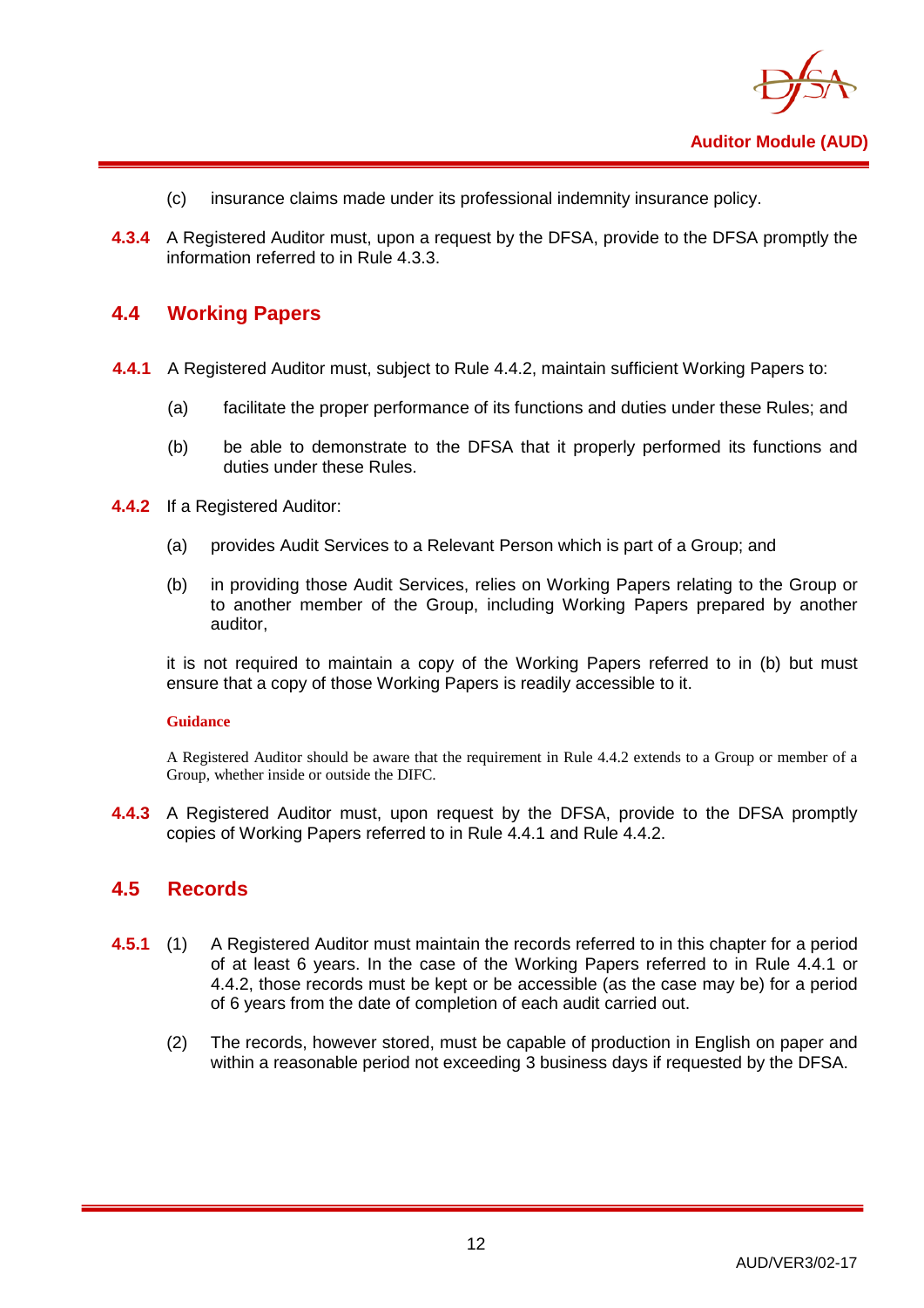(c) insurance claims made under its professional indemnity insurance policy.

**4.3.4** A Registered Auditor must, upon a request by the DFSA, provide to the DFSA promptly the information referred to in Rule 4.3.3.

## 4.4 Working Papers

**4.4.1** A Registered Auditor must, subject to Rule 4.4.2, maintain sufficient Working Papers to:

(a) facilitate the proper performance of its functions and duties under these Rules; and

(b) be able to demonstrate to the DFSA that it properly performed its functions and duties under these Rules.

**4.4.2** If a Registered Auditor:

(a) provides Audit Services to a Relevant Person which is part of a Group; and

(b) in providing those Audit Services, relies on Working Papers relating to the Group or to another member of the Group, including Working Papers prepared by another auditor,

it is not required to maintain a copy of the Working Papers referred to in (b) but must ensure that a copy of those Working Papers is readily accessible to it.

**Guidance**

A Registered Auditor should be aware that the requirement in Rule 4.4.2 extends to a Group or member of a Group, whether inside or outside the DIFC.

**4.4.3** A Registered Auditor must, upon request by the DFSA, provide to the DFSA promptly copies of Working Papers referred to in Rule 4.4.1 and Rule 4.4.2.

## 4.5 Records

**4.5.1** (1) A Registered Auditor must maintain the records referred to in this chapter for a period of at least 6 years. In the case of the Working Papers referred to in Rule 4.4.1 or 4.4.2, those records must be kept or be accessible (as the case may be) for a period of 6 years from the date of completion of each audit carried out.

(2) The records, however stored, must be capable of production in English on paper and within a reasonable period not exceeding 3 business days if requested by the DFSA.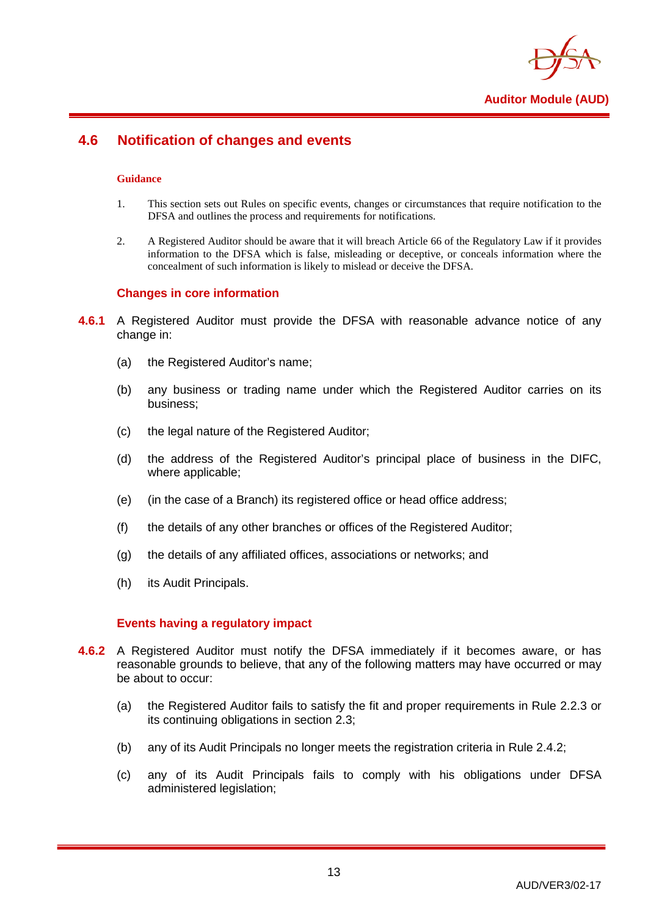## 4.6 Notification of changes and events

**Guidance**

1. This section sets out Rules on specific events, changes or circumstances that require notification to the DFSA and outlines the process and requirements for notifications.
2. A Registered Auditor should be aware that it will breach Article 66 of the Regulatory Law if it provides information to the DFSA which is false, misleading or deceptive, or conceals information where the concealment of such information is likely to mislead or deceive the DFSA.

### Changes in core information

**4.6.1** A Registered Auditor must provide the DFSA with reasonable advance notice of any change in:

(a) the Registered Auditor's name;

(b) any business or trading name under which the Registered Auditor carries on its business;

(c) the legal nature of the Registered Auditor;

(d) the address of the Registered Auditor's principal place of business in the DIFC, where applicable;

(e) (in the case of a Branch) its registered office or head office address;

(f) the details of any other branches or offices of the Registered Auditor;

(g) the details of any affiliated offices, associations or networks; and

(h) its Audit Principals.

### Events having a regulatory impact

**4.6.2** A Registered Auditor must notify the DFSA immediately if it becomes aware, or has reasonable grounds to believe, that any of the following matters may have occurred or may be about to occur:

(a) the Registered Auditor fails to satisfy the fit and proper requirements in Rule 2.2.3 or its continuing obligations in section 2.3;

(b) any of its Audit Principals no longer meets the registration criteria in Rule 2.4.2;

(c) any of its Audit Principals fails to comply with his obligations under DFSA administered legislation;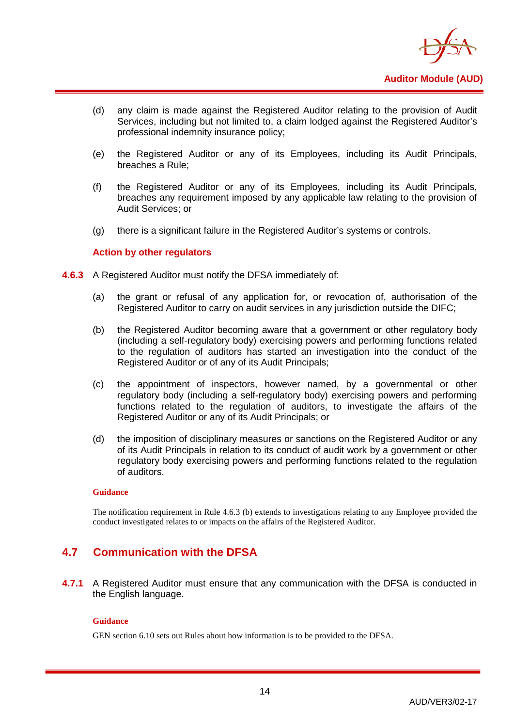(d) any claim is made against the Registered Auditor relating to the provision of Audit Services, including but not limited to, a claim lodged against the Registered Auditor's professional indemnity insurance policy;

(e) the Registered Auditor or any of its Employees, including its Audit Principals, breaches a Rule;

(f) the Registered Auditor or any of its Employees, including its Audit Principals, breaches any requirement imposed by any applicable law relating to the provision of Audit Services; or

(g) there is a significant failure in the Registered Auditor's systems or controls.

**Action by other regulators**

**4.6.3** A Registered Auditor must notify the DFSA immediately of:

(a) the grant or refusal of any application for, or revocation of, authorisation of the Registered Auditor to carry on audit services in any jurisdiction outside the DIFC;

(b) the Registered Auditor becoming aware that a government or other regulatory body (including a self-regulatory body) exercising powers and performing functions related to the regulation of auditors has started an investigation into the conduct of the Registered Auditor or of any of its Audit Principals;

(c) the appointment of inspectors, however named, by a governmental or other regulatory body (including a self-regulatory body) exercising powers and performing functions related to the regulation of auditors, to investigate the affairs of the Registered Auditor or any of its Audit Principals; or

(d) the imposition of disciplinary measures or sanctions on the Registered Auditor or any of its Audit Principals in relation to its conduct of audit work by a government or other regulatory body exercising powers and performing functions related to the regulation of auditors.

**Guidance**

The notification requirement in Rule 4.6.3 (b) extends to investigations relating to any Employee provided the conduct investigated relates to or impacts on the affairs of the Registered Auditor.

## 4.7 Communication with the DFSA

**4.7.1** A Registered Auditor must ensure that any communication with the DFSA is conducted in the English language.

**Guidance**

GEN section 6.10 sets out Rules about how information is to be provided to the DFSA.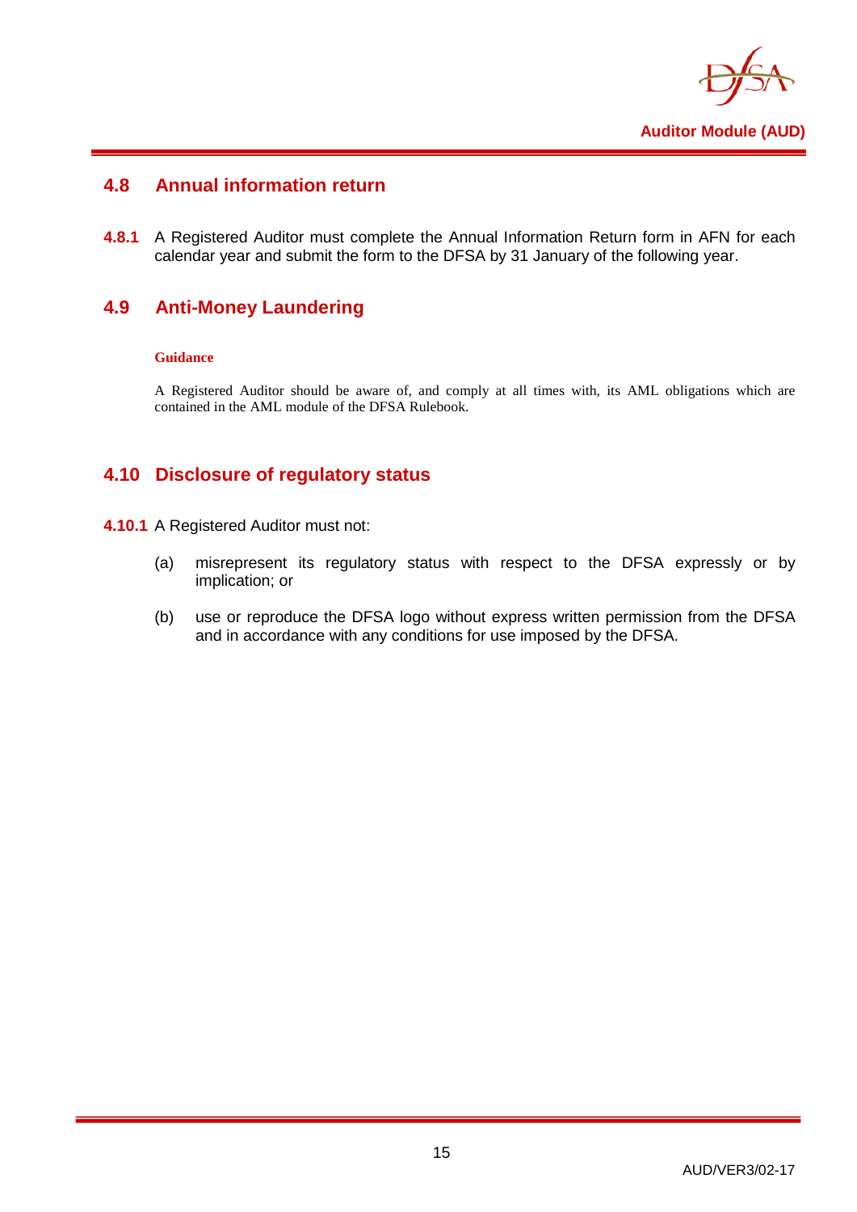## 4.8 Annual information return

**4.8.1** A Registered Auditor must complete the Annual Information Return form in AFN for each calendar year and submit the form to the DFSA by 31 January of the following year.

## 4.9 Anti-Money Laundering

**Guidance**

A Registered Auditor should be aware of, and comply at all times with, its AML obligations which are contained in the AML module of the DFSA Rulebook.

## 4.10 Disclosure of regulatory status

**4.10.1** A Registered Auditor must not:

(a) misrepresent its regulatory status with respect to the DFSA expressly or by implication; or

(b) use or reproduce the DFSA logo without express written permission from the DFSA and in accordance with any conditions for use imposed by the DFSA.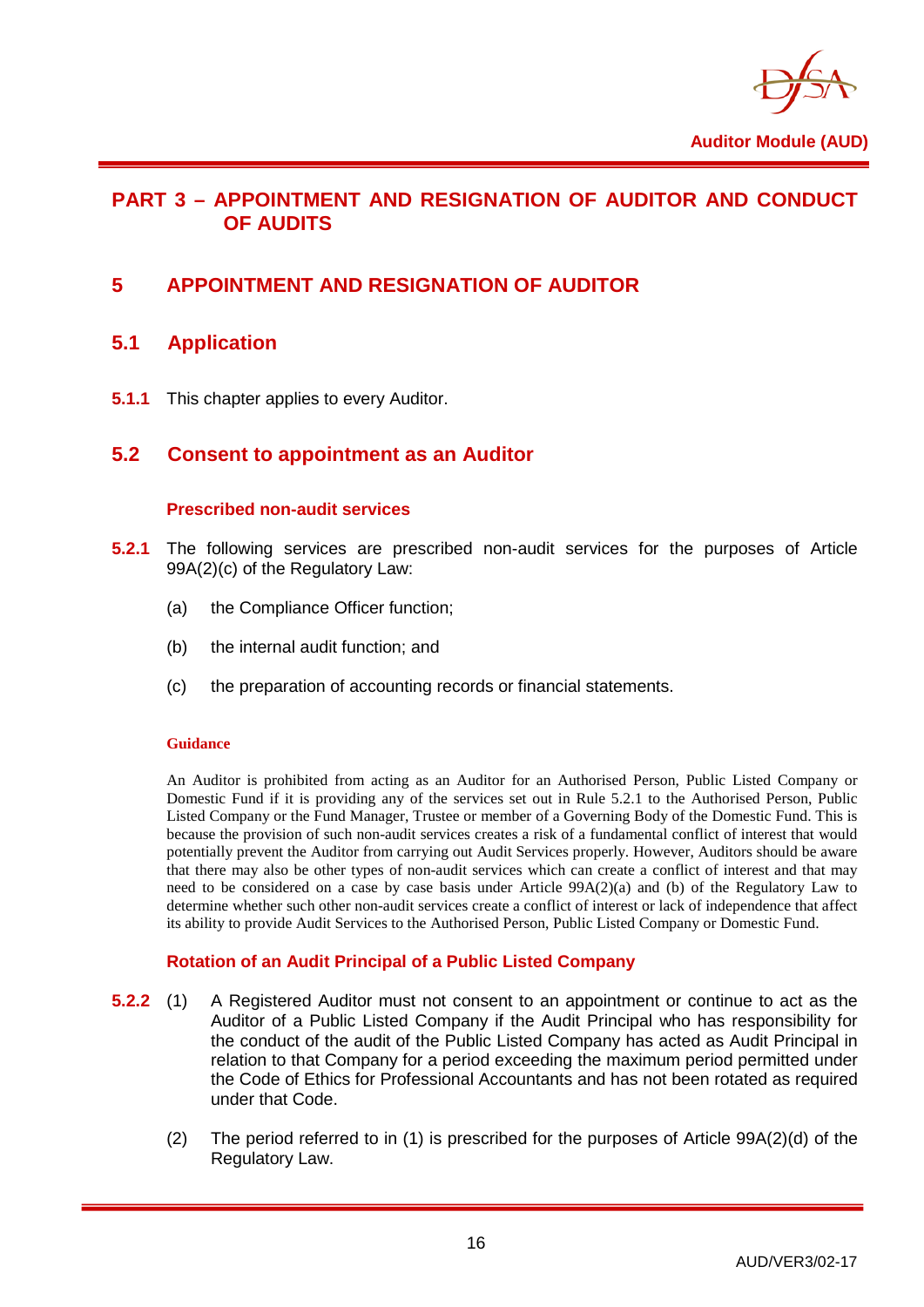# PART 3 – APPOINTMENT AND RESIGNATION OF AUDITOR AND CONDUCT OF AUDITS

## 5 APPOINTMENT AND RESIGNATION OF AUDITOR

### 5.1 Application

**5.1.1** This chapter applies to every Auditor.

### 5.2 Consent to appointment as an Auditor

#### Prescribed non-audit services

**5.2.1** The following services are prescribed non-audit services for the purposes of Article 99A(2)(c) of the Regulatory Law:

(a) the Compliance Officer function;

(b) the internal audit function; and

(c) the preparation of accounting records or financial statements.

**Guidance**

An Auditor is prohibited from acting as an Auditor for an Authorised Person, Public Listed Company or Domestic Fund if it is providing any of the services set out in Rule 5.2.1 to the Authorised Person, Public Listed Company or the Fund Manager, Trustee or member of a Governing Body of the Domestic Fund. This is because the provision of such non-audit services creates a risk of a fundamental conflict of interest that would potentially prevent the Auditor from carrying out Audit Services properly. However, Auditors should be aware that there may also be other types of non-audit services which can create a conflict of interest and that may need to be considered on a case by case basis under Article 99A(2)(a) and (b) of the Regulatory Law to determine whether such other non-audit services create a conflict of interest or lack of independence that affect its ability to provide Audit Services to the Authorised Person, Public Listed Company or Domestic Fund.

#### Rotation of an Audit Principal of a Public Listed Company

**5.2.2** (1) A Registered Auditor must not consent to an appointment or continue to act as the Auditor of a Public Listed Company if the Audit Principal who has responsibility for the conduct of the audit of the Public Listed Company has acted as Audit Principal in relation to that Company for a period exceeding the maximum period permitted under the Code of Ethics for Professional Accountants and has not been rotated as required under that Code.

(2) The period referred to in (1) is prescribed for the purposes of Article 99A(2)(d) of the Regulatory Law.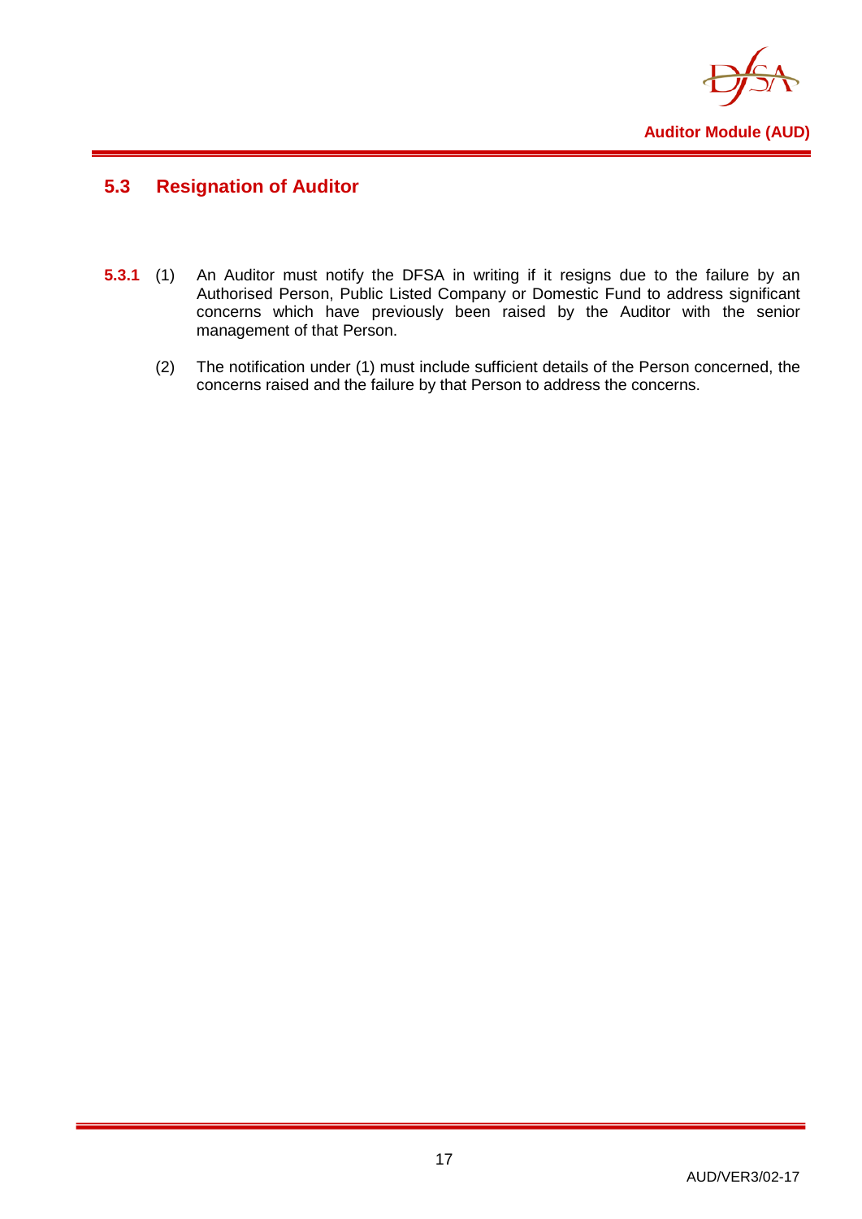## 5.3 Resignation of Auditor

**5.3.1** (1) An Auditor must notify the DFSA in writing if it resigns due to the failure by an Authorised Person, Public Listed Company or Domestic Fund to address significant concerns which have previously been raised by the Auditor with the senior management of that Person.

(2) The notification under (1) must include sufficient details of the Person concerned, the concerns raised and the failure by that Person to address the concerns.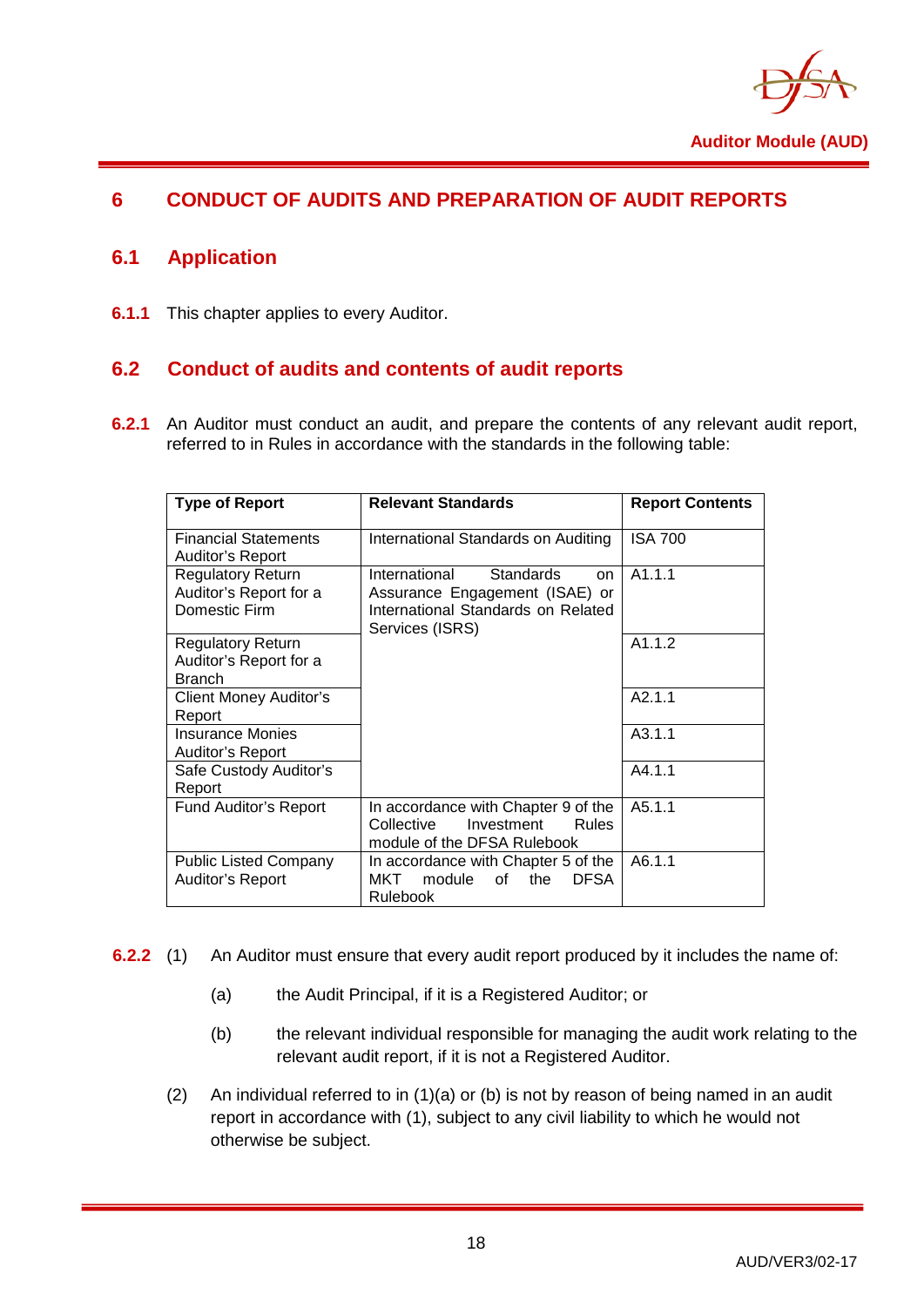# 6 CONDUCT OF AUDITS AND PREPARATION OF AUDIT REPORTS

## 6.1 Application

**6.1.1** This chapter applies to every Auditor.

## 6.2 Conduct of audits and contents of audit reports

**6.2.1** An Auditor must conduct an audit, and prepare the contents of any relevant audit report, referred to in Rules in accordance with the standards in the following table:

| Type of Report | Relevant Standards | Report Contents |
|---|---|---|
| Financial Statements Auditor's Report | International Standards on Auditing | ISA 700 |
| Regulatory Return Auditor's Report for a Domestic Firm | International Standards on Assurance Engagement (ISAE) or International Standards on Related Services (ISRS) | A1.1.1 |
| Regulatory Return Auditor's Report for a Branch | | A1.1.2 |
| Client Money Auditor's Report | | A2.1.1 |
| Insurance Monies Auditor's Report | | A3.1.1 |
| Safe Custody Auditor's Report | | A4.1.1 |
| Fund Auditor's Report | In accordance with Chapter 9 of the Collective Investment Rules module of the DFSA Rulebook | A5.1.1 |
| Public Listed Company Auditor's Report | In accordance with Chapter 5 of the MKT module of the DFSA Rulebook | A6.1.1 |

**6.2.2** (1) An Auditor must ensure that every audit report produced by it includes the name of:

(a) the Audit Principal, if it is a Registered Auditor; or

(b) the relevant individual responsible for managing the audit work relating to the relevant audit report, if it is not a Registered Auditor.

(2) An individual referred to in (1)(a) or (b) is not by reason of being named in an audit report in accordance with (1), subject to any civil liability to which he would not otherwise be subject.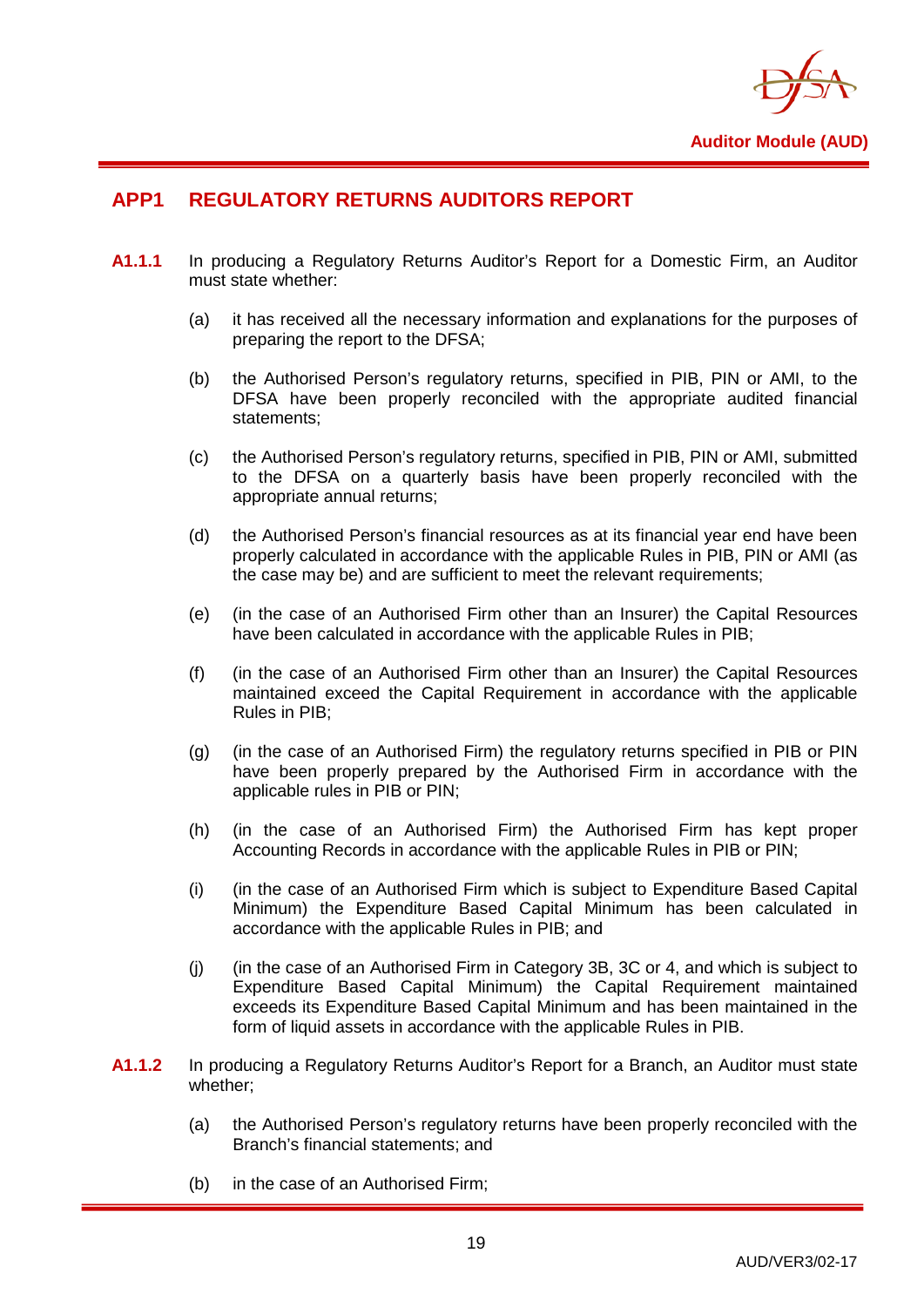## APP1 REGULATORY RETURNS AUDITORS REPORT

**A1.1.1** In producing a Regulatory Returns Auditor's Report for a Domestic Firm, an Auditor must state whether:

(a) it has received all the necessary information and explanations for the purposes of preparing the report to the DFSA;

(b) the Authorised Person's regulatory returns, specified in PIB, PIN or AMI, to the DFSA have been properly reconciled with the appropriate audited financial statements;

(c) the Authorised Person's regulatory returns, specified in PIB, PIN or AMI, submitted to the DFSA on a quarterly basis have been properly reconciled with the appropriate annual returns;

(d) the Authorised Person's financial resources as at its financial year end have been properly calculated in accordance with the applicable Rules in PIB, PIN or AMI (as the case may be) and are sufficient to meet the relevant requirements;

(e) (in the case of an Authorised Firm other than an Insurer) the Capital Resources have been calculated in accordance with the applicable Rules in PIB;

(f) (in the case of an Authorised Firm other than an Insurer) the Capital Resources maintained exceed the Capital Requirement in accordance with the applicable Rules in PIB;

(g) (in the case of an Authorised Firm) the regulatory returns specified in PIB or PIN have been properly prepared by the Authorised Firm in accordance with the applicable rules in PIB or PIN;

(h) (in the case of an Authorised Firm) the Authorised Firm has kept proper Accounting Records in accordance with the applicable Rules in PIB or PIN;

(i) (in the case of an Authorised Firm which is subject to Expenditure Based Capital Minimum) the Expenditure Based Capital Minimum has been calculated in accordance with the applicable Rules in PIB; and

(j) (in the case of an Authorised Firm in Category 3B, 3C or 4, and which is subject to Expenditure Based Capital Minimum) the Capital Requirement maintained exceeds its Expenditure Based Capital Minimum and has been maintained in the form of liquid assets in accordance with the applicable Rules in PIB.

**A1.1.2** In producing a Regulatory Returns Auditor's Report for a Branch, an Auditor must state whether;

(a) the Authorised Person's regulatory returns have been properly reconciled with the Branch's financial statements; and

(b) in the case of an Authorised Firm;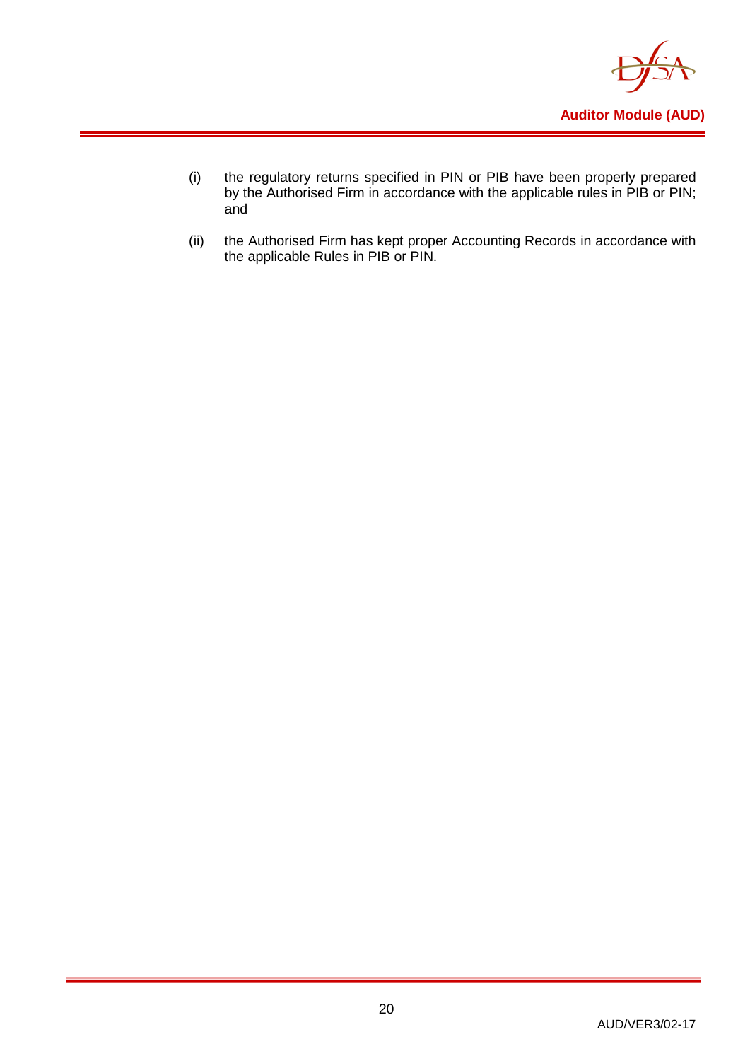(i) the regulatory returns specified in PIN or PIB have been properly prepared by the Authorised Firm in accordance with the applicable rules in PIB or PIN; and

(ii) the Authorised Firm has kept proper Accounting Records in accordance with the applicable Rules in PIB or PIN.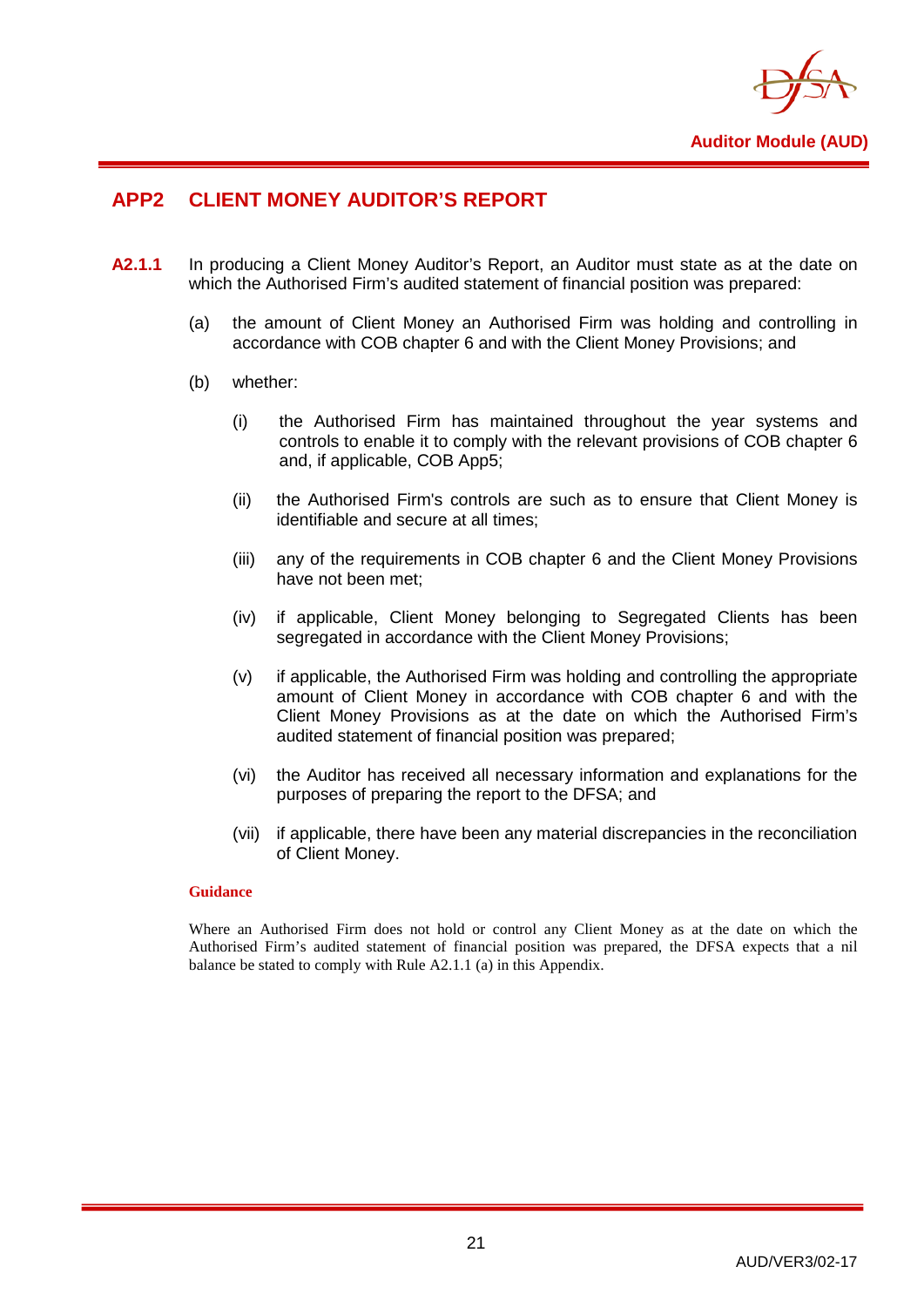## APP2 CLIENT MONEY AUDITOR'S REPORT

**A2.1.1** In producing a Client Money Auditor's Report, an Auditor must state as at the date on which the Authorised Firm's audited statement of financial position was prepared:

(a) the amount of Client Money an Authorised Firm was holding and controlling in accordance with COB chapter 6 and with the Client Money Provisions; and

(b) whether:

(i) the Authorised Firm has maintained throughout the year systems and controls to enable it to comply with the relevant provisions of COB chapter 6 and, if applicable, COB App5;

(ii) the Authorised Firm's controls are such as to ensure that Client Money is identifiable and secure at all times;

(iii) any of the requirements in COB chapter 6 and the Client Money Provisions have not been met;

(iv) if applicable, Client Money belonging to Segregated Clients has been segregated in accordance with the Client Money Provisions;

(v) if applicable, the Authorised Firm was holding and controlling the appropriate amount of Client Money in accordance with COB chapter 6 and with the Client Money Provisions as at the date on which the Authorised Firm's audited statement of financial position was prepared;

(vi) the Auditor has received all necessary information and explanations for the purposes of preparing the report to the DFSA; and

(vii) if applicable, there have been any material discrepancies in the reconciliation of Client Money.

**Guidance**

Where an Authorised Firm does not hold or control any Client Money as at the date on which the Authorised Firm's audited statement of financial position was prepared, the DFSA expects that a nil balance be stated to comply with Rule A2.1.1 (a) in this Appendix.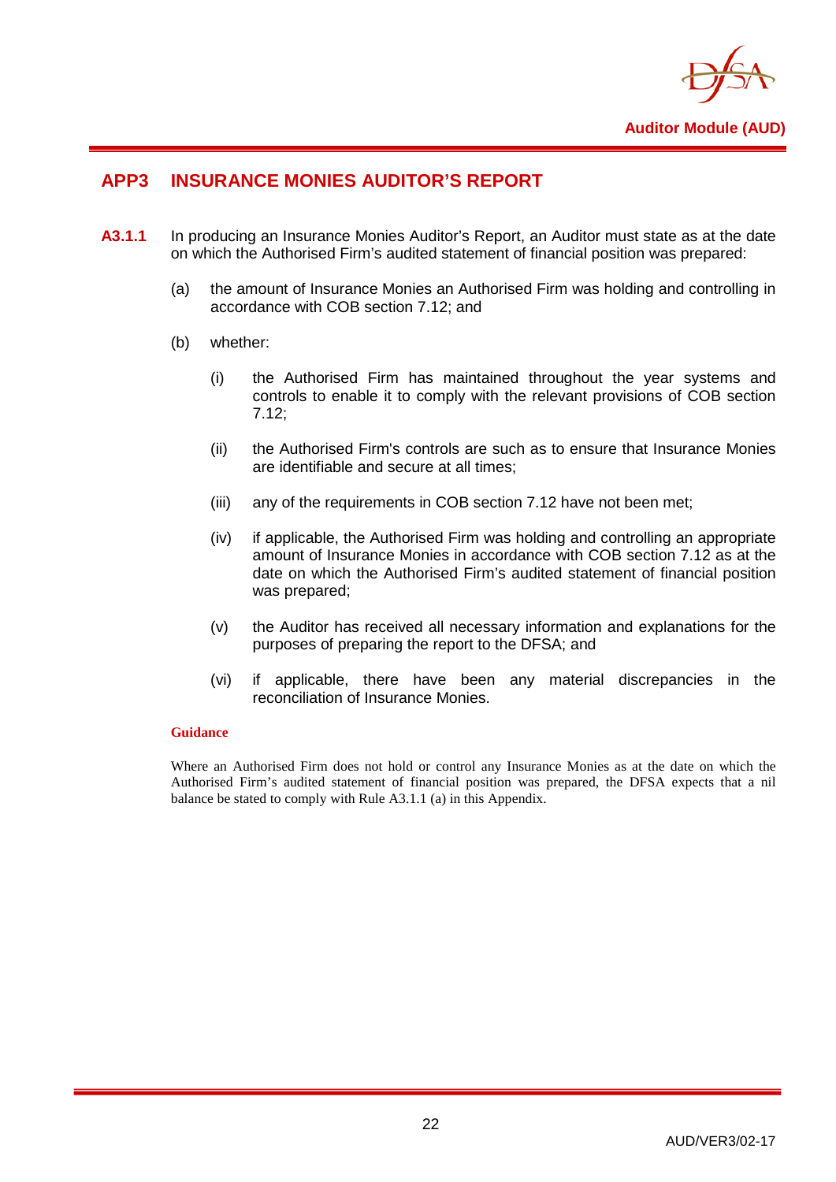## APP3 INSURANCE MONIES AUDITOR'S REPORT

**A3.1.1** In producing an Insurance Monies Auditor's Report, an Auditor must state as at the date on which the Authorised Firm's audited statement of financial position was prepared:

(a) the amount of Insurance Monies an Authorised Firm was holding and controlling in accordance with COB section 7.12; and

(b) whether:

(i) the Authorised Firm has maintained throughout the year systems and controls to enable it to comply with the relevant provisions of COB section 7.12;

(ii) the Authorised Firm's controls are such as to ensure that Insurance Monies are identifiable and secure at all times;

(iii) any of the requirements in COB section 7.12 have not been met;

(iv) if applicable, the Authorised Firm was holding and controlling an appropriate amount of Insurance Monies in accordance with COB section 7.12 as at the date on which the Authorised Firm's audited statement of financial position was prepared;

(v) the Auditor has received all necessary information and explanations for the purposes of preparing the report to the DFSA; and

(vi) if applicable, there have been any material discrepancies in the reconciliation of Insurance Monies.

**Guidance**

Where an Authorised Firm does not hold or control any Insurance Monies as at the date on which the Authorised Firm's audited statement of financial position was prepared, the DFSA expects that a nil balance be stated to comply with Rule A3.1.1 (a) in this Appendix.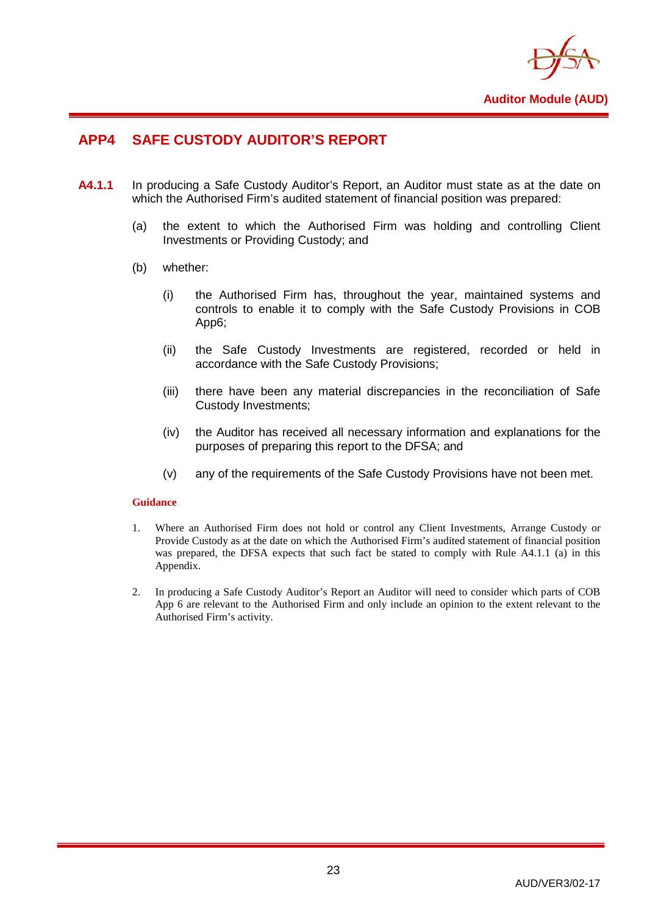## APP4 SAFE CUSTODY AUDITOR'S REPORT

**A4.1.1** In producing a Safe Custody Auditor's Report, an Auditor must state as at the date on which the Authorised Firm's audited statement of financial position was prepared:

(a) the extent to which the Authorised Firm was holding and controlling Client Investments or Providing Custody; and

(b) whether:

(i) the Authorised Firm has, throughout the year, maintained systems and controls to enable it to comply with the Safe Custody Provisions in COB App6;

(ii) the Safe Custody Investments are registered, recorded or held in accordance with the Safe Custody Provisions;

(iii) there have been any material discrepancies in the reconciliation of Safe Custody Investments;

(iv) the Auditor has received all necessary information and explanations for the purposes of preparing this report to the DFSA; and

(v) any of the requirements of the Safe Custody Provisions have not been met.

**Guidance**

1. Where an Authorised Firm does not hold or control any Client Investments, Arrange Custody or Provide Custody as at the date on which the Authorised Firm's audited statement of financial position was prepared, the DFSA expects that such fact be stated to comply with Rule A4.1.1 (a) in this Appendix.

2. In producing a Safe Custody Auditor's Report an Auditor will need to consider which parts of COB App 6 are relevant to the Authorised Firm and only include an opinion to the extent relevant to the Authorised Firm's activity.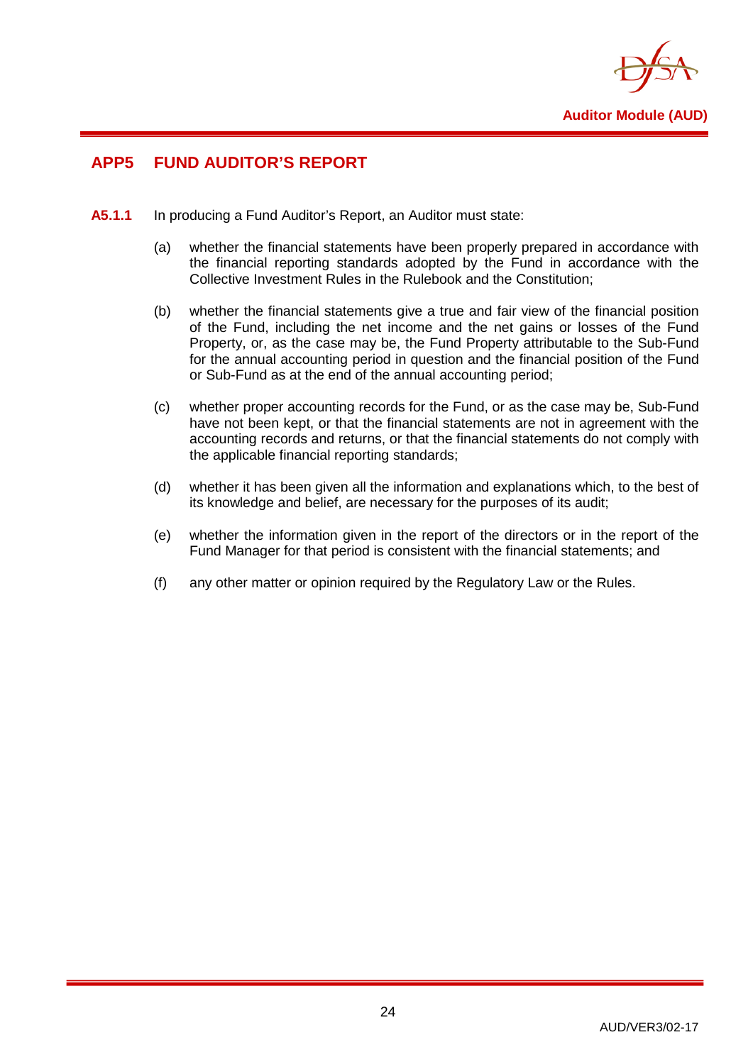## APP5 FUND AUDITOR'S REPORT

**A5.1.1** In producing a Fund Auditor's Report, an Auditor must state:

(a) whether the financial statements have been properly prepared in accordance with the financial reporting standards adopted by the Fund in accordance with the Collective Investment Rules in the Rulebook and the Constitution;

(b) whether the financial statements give a true and fair view of the financial position of the Fund, including the net income and the net gains or losses of the Fund Property, or, as the case may be, the Fund Property attributable to the Sub-Fund for the annual accounting period in question and the financial position of the Fund or Sub-Fund as at the end of the annual accounting period;

(c) whether proper accounting records for the Fund, or as the case may be, Sub-Fund have not been kept, or that the financial statements are not in agreement with the accounting records and returns, or that the financial statements do not comply with the applicable financial reporting standards;

(d) whether it has been given all the information and explanations which, to the best of its knowledge and belief, are necessary for the purposes of its audit;

(e) whether the information given in the report of the directors or in the report of the Fund Manager for that period is consistent with the financial statements; and

(f) any other matter or opinion required by the Regulatory Law or the Rules.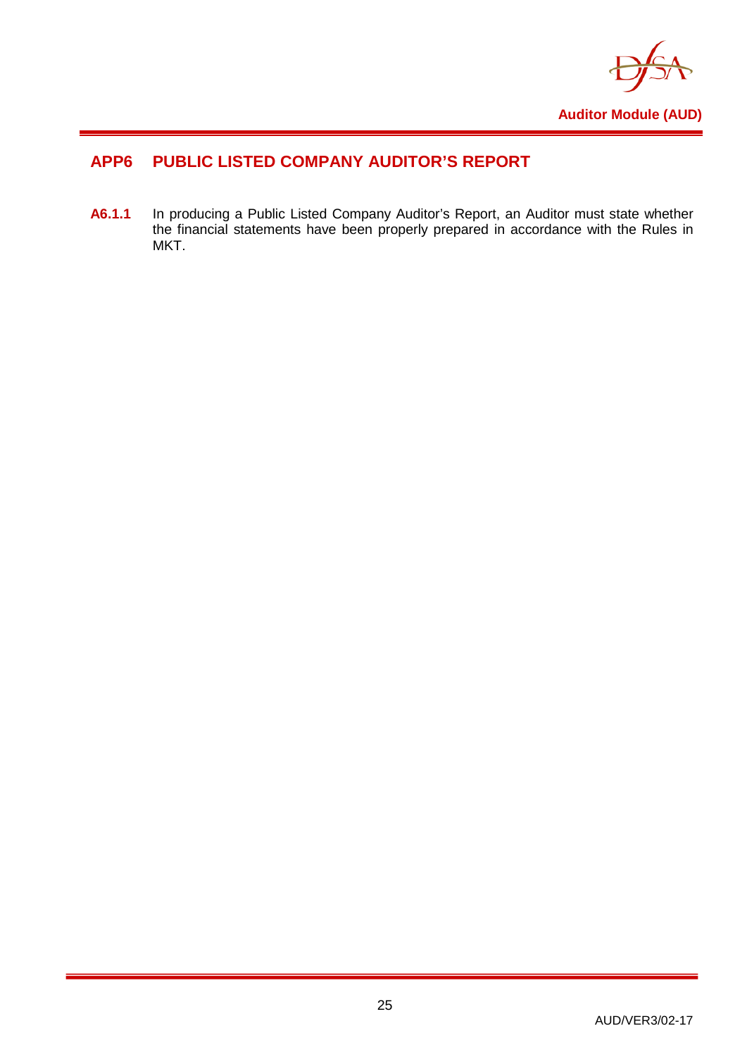## APP6 PUBLIC LISTED COMPANY AUDITOR'S REPORT

**A6.1.1** In producing a Public Listed Company Auditor's Report, an Auditor must state whether the financial statements have been properly prepared in accordance with the Rules in MKT.